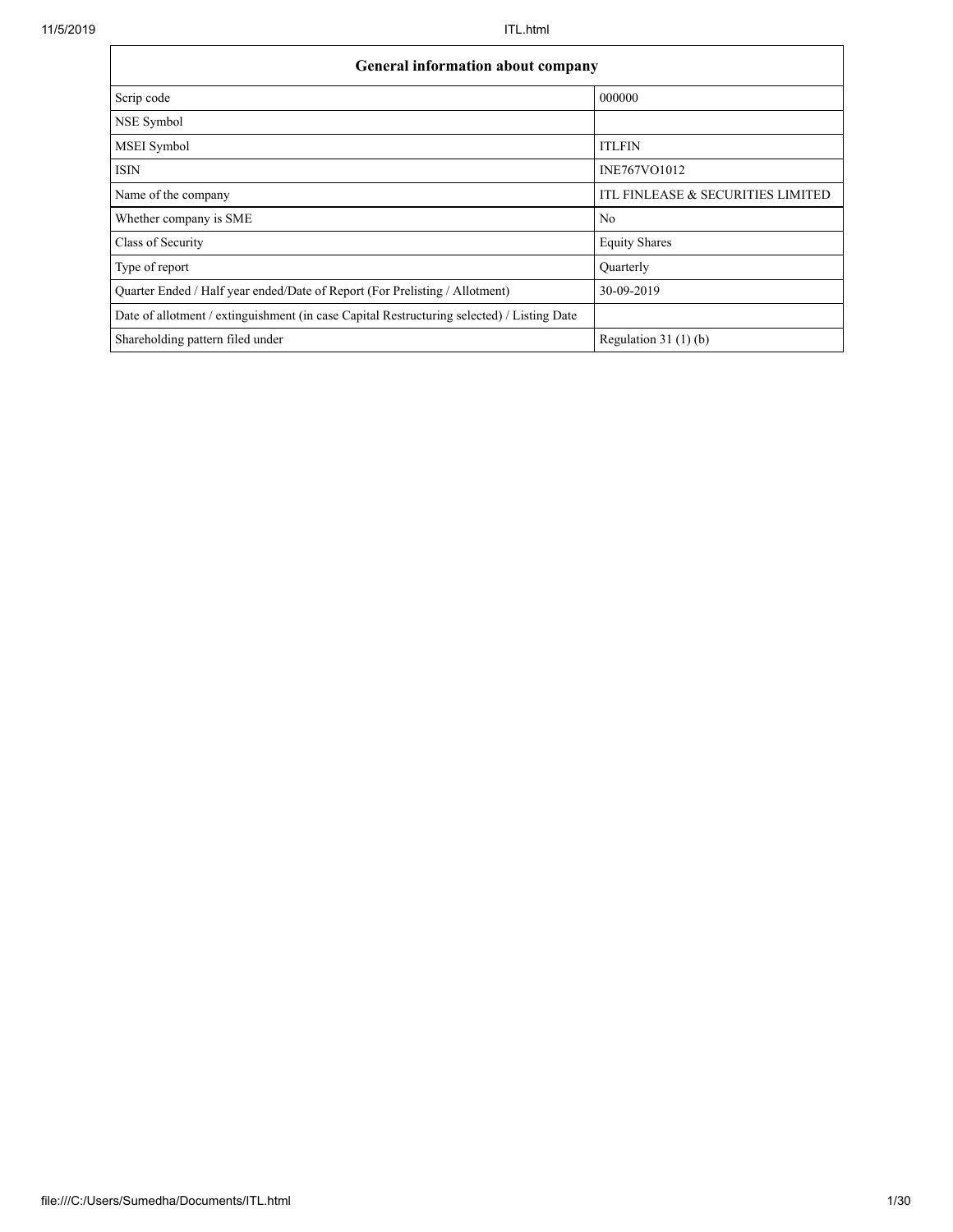| General information about company | |
|---|---|
| Scrip code | 000000 |
| NSE Symbol | |
| MSEI Symbol | ITLFIN |
| ISIN | INE767VO1012 |
| Name of the company | ITL FINLEASE & SECURITIES LIMITED |
| Whether company is SME | No |
| Class of Security | Equity Shares |
| Type of report | Quarterly |
| Quarter Ended / Half year ended/Date of Report (For Prelisting / Allotment) | 30-09-2019 |
| Date of allotment / extinguishment (in case Capital Restructuring selected) / Listing Date | |
| Shareholding pattern filed under | Regulation 31 (1) (b) |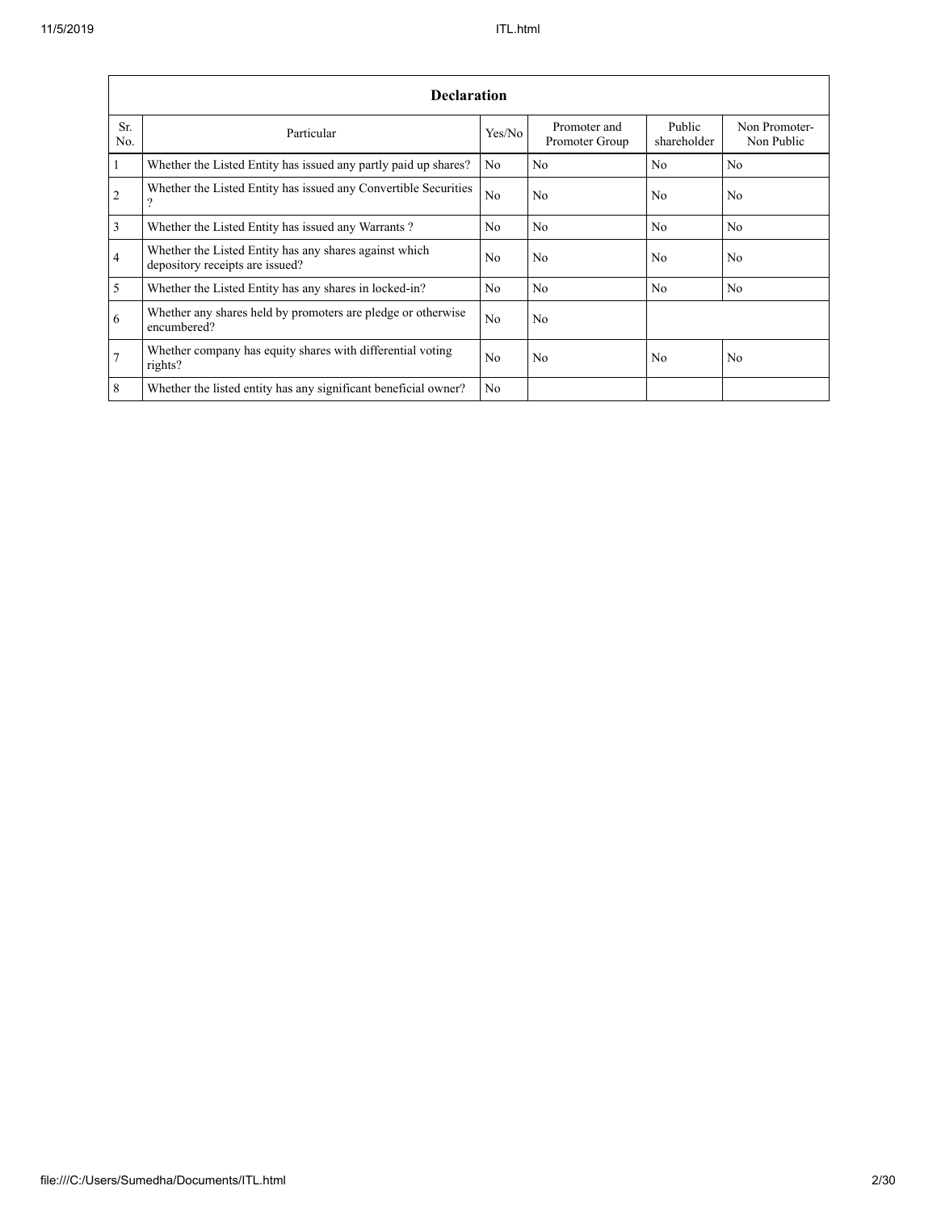| Declaration | | | | | |
|---|---|---|---|---|---|
| Sr. No. | Particular | Yes/No | Promoter and Promoter Group | Public shareholder | Non Promoter- Non Public |
| 1 | Whether the Listed Entity has issued any partly paid up shares? | No | No | No | No |
| 2 | Whether the Listed Entity has issued any Convertible Securities ? | No | No | No | No |
| 3 | Whether the Listed Entity has issued any Warrants ? | No | No | No | No |
| 4 | Whether the Listed Entity has any shares against which depository receipts are issued? | No | No | No | No |
| 5 | Whether the Listed Entity has any shares in locked-in? | No | No | No | No |
| 6 | Whether any shares held by promoters are pledge or otherwise encumbered? | No | No | | |
| 7 | Whether company has equity shares with differential voting rights? | No | No | No | No |
| 8 | Whether the listed entity has any significant beneficial owner? | No | | | |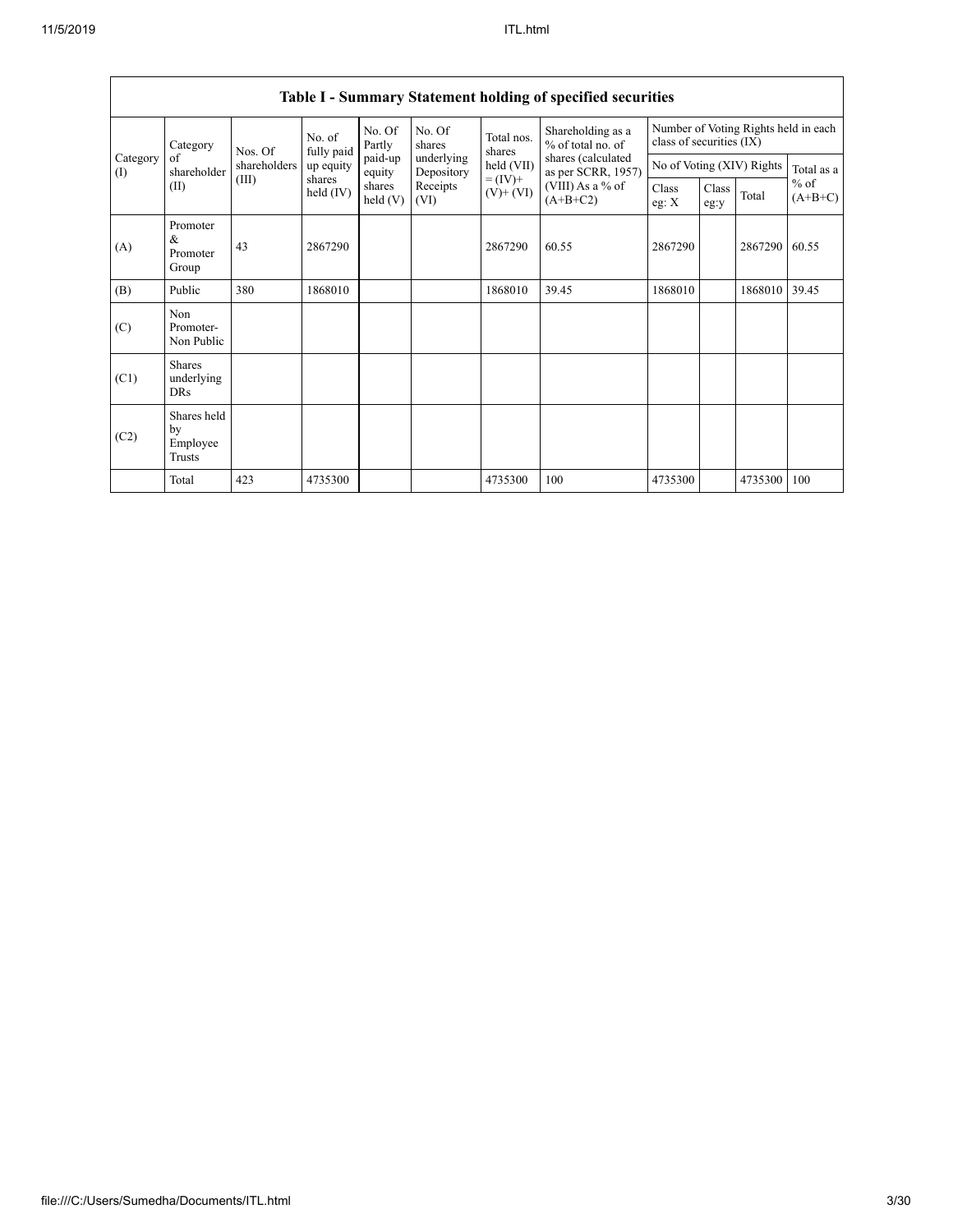| Table I - Summary Statement holding of specified securities | | | | | | | | | | | | |
|---|---|---|---|---|---|---|---|---|---|---|---|---|
| Category (I) | Category of shareholder (II) | Nos. Of shareholders (III) | No. of fully paid up equity shares held (IV) | No. Of Partly paid-up equity shares held (V) | No. Of shares underlying Depository Receipts (VI) | Total nos. shares held (VII) = (IV)+ (V)+ (VI) | Shareholding as a % of total no. of shares (calculated as per SCRR, 1957) (VIII) As a % of (A+B+C2) | Number of Voting Rights held in each class of securities (IX) | | | |
| | | | | | | | | No of Voting (XIV) Rights | | | Total as a % of (A+B+C) |
| | | | | | | | | Class eg: X | Class eg:y | Total | |
| (A) | Promoter & Promoter Group | 43 | 2867290 | | | 2867290 | 60.55 | 2867290 | | 2867290 | 60.55 |
| (B) | Public | 380 | 1868010 | | | 1868010 | 39.45 | 1868010 | | 1868010 | 39.45 |
| (C) | Non Promoter- Non Public | | | | | | | | | | |
| (C1) | Shares underlying DRs | | | | | | | | | | |
| (C2) | Shares held by Employee Trusts | | | | | | | | | | |
| | Total | 423 | 4735300 | | | 4735300 | 100 | 4735300 | | 4735300 | 100 |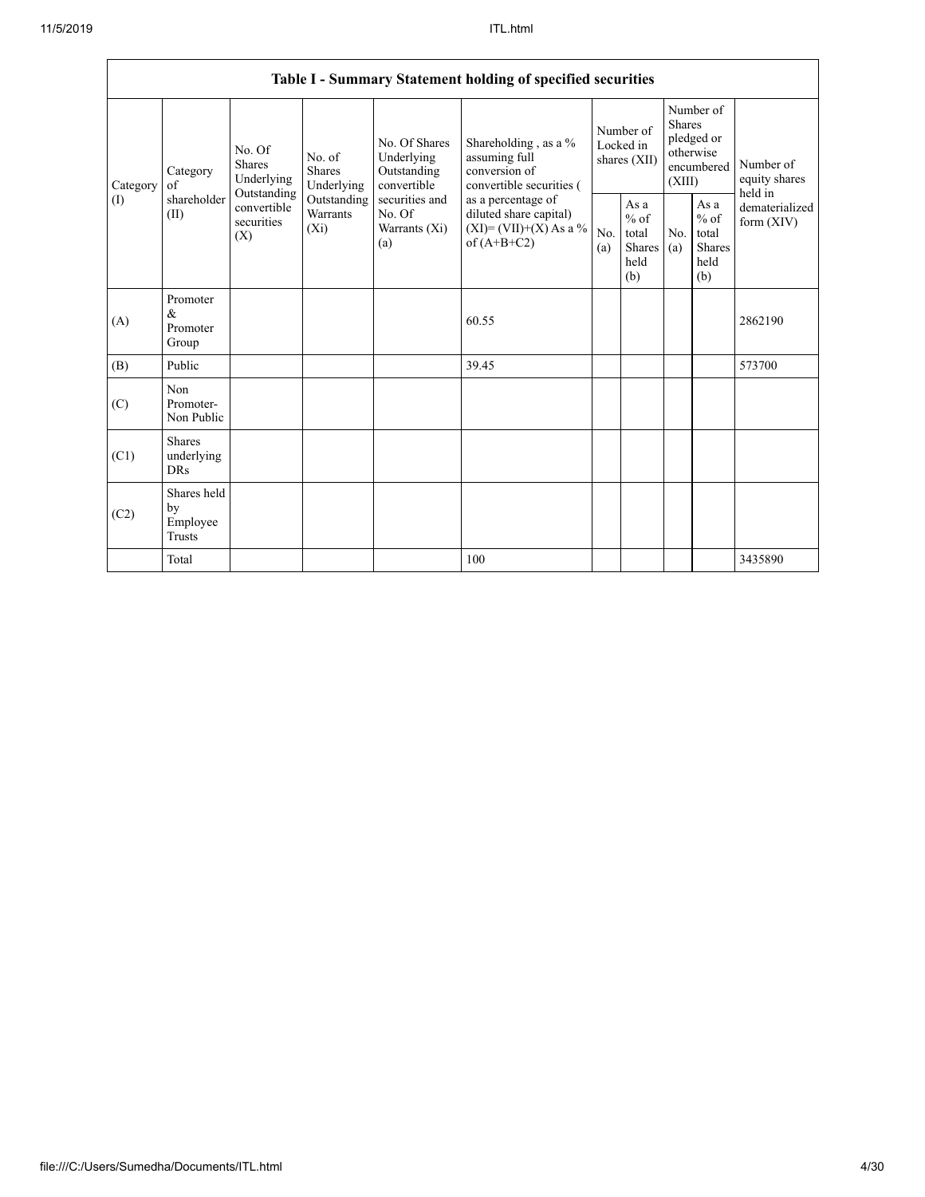| Table I - Summary Statement holding of specified securities | | | | | | | | | | | |
|---|---|---|---|---|---|---|---|---|---|---|---|
| Category (I) | Category of shareholder (II) | No. Of Shares Underlying Outstanding convertible securities (X) | No. of Shares Underlying Outstanding Warrants (Xi) | No. Of Shares Underlying Outstanding convertible securities and No. Of Warrants (Xi) (a) | Shareholding , as a % assuming full conversion of convertible securities ( as a percentage of diluted share capital) (XI)= (VII)+(X) As a % of (A+B+C2) | Number of Locked in shares (XII) | | Number of Shares pledged or otherwise encumbered (XIII) | | Number of equity shares held in dematerialized form (XIV) |
| | | | | | | No. (a) | As a % of total Shares held (b) | No. (a) | As a % of total Shares held (b) | |
| (A) | Promoter & Promoter Group | | | | 60.55 | | | | | 2862190 |
| (B) | Public | | | | 39.45 | | | | | 573700 |
| (C) | Non Promoter- Non Public | | | | | | | | | |
| (C1) | Shares underlying DRs | | | | | | | | | |
| (C2) | Shares held by Employee Trusts | | | | | | | | | |
| | Total | | | | 100 | | | | | 3435890 |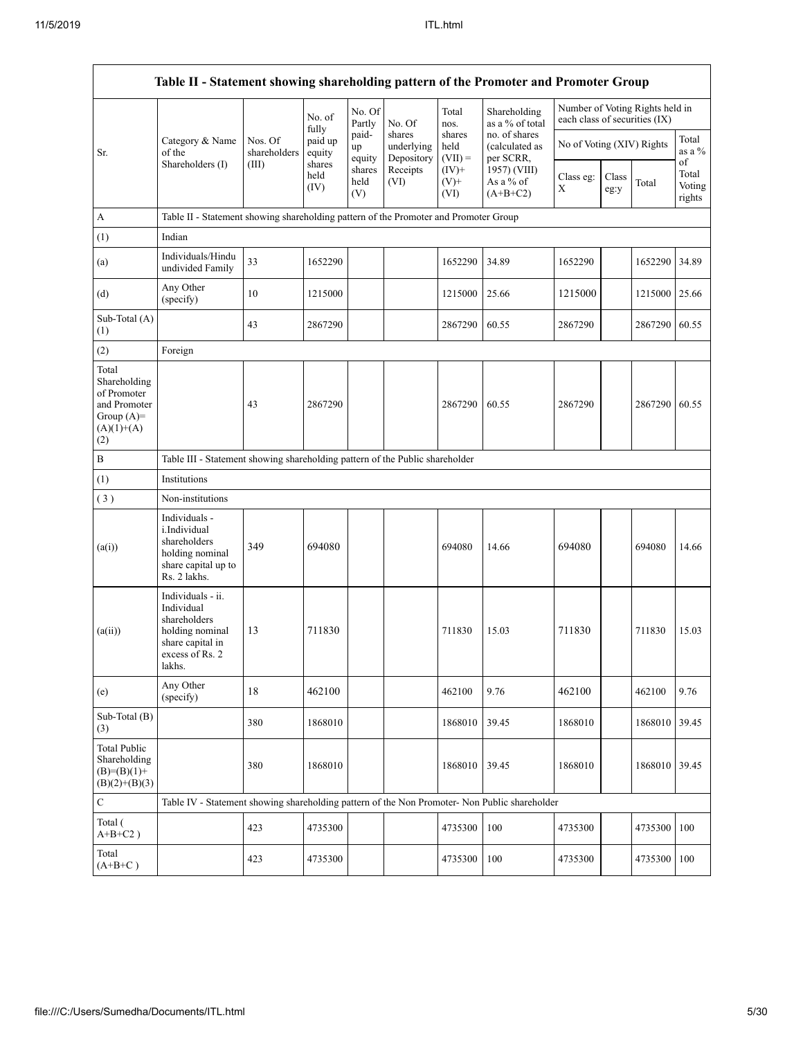| Table II - Statement showing shareholding pattern of the Promoter and Promoter Group | | | | | | | | | | | | |
|---|---|---|---|---|---|---|---|---|---|---|---|---|
| Sr. | Category & Name of the Shareholders (I) | Nos. Of shareholders (III) | No. of fully paid up equity shares held (IV) | No. Of Partly paid-up equity shares held (V) | No. Of shares underlying Depository Receipts (VI) | Total nos. shares held (VII) = (IV)+ (V)+ (VI) | Shareholding as a % of total no. of shares (calculated as per SCRR, 1957) (VIII) As a % of (A+B+C2) | Number of Voting Rights held in each class of securities (IX) | | | |
| | | | | | | | | No of Voting (XIV) Rights | | | Total as a % of Total Voting rights |
| | | | | | | | | Class eg: X | Class eg:y | Total | |
| A | Table II - Statement showing shareholding pattern of the Promoter and Promoter Group | | | | | | | | | | |
| (1) | Indian | | | | | | | | | | |
| (a) | Individuals/Hindu undivided Family | 33 | 1652290 | | | 1652290 | 34.89 | 1652290 | | 1652290 | 34.89 |
| (d) | Any Other (specify) | 10 | 1215000 | | | 1215000 | 25.66 | 1215000 | | 1215000 | 25.66 |
| Sub-Total (A) (1) | | 43 | 2867290 | | | 2867290 | 60.55 | 2867290 | | 2867290 | 60.55 |
| (2) | Foreign | | | | | | | | | | |
| Total Shareholding of Promoter and Promoter Group (A)= (A)(1)+(A)(2) | | 43 | 2867290 | | | 2867290 | 60.55 | 2867290 | | 2867290 | 60.55 |
| B | Table III - Statement showing shareholding pattern of the Public shareholder | | | | | | | | | | |
| (1) | Institutions | | | | | | | | | | |
| (3) | Non-institutions | | | | | | | | | | |
| (a(i)) | Individuals - i.Individual shareholders holding nominal share capital up to Rs. 2 lakhs. | 349 | 694080 | | | 694080 | 14.66 | 694080 | | 694080 | 14.66 |
| (a(ii)) | Individuals - ii. Individual shareholders holding nominal share capital in excess of Rs. 2 lakhs. | 13 | 711830 | | | 711830 | 15.03 | 711830 | | 711830 | 15.03 |
| (e) | Any Other (specify) | 18 | 462100 | | | 462100 | 9.76 | 462100 | | 462100 | 9.76 |
| Sub-Total (B) (3) | | 380 | 1868010 | | | 1868010 | 39.45 | 1868010 | | 1868010 | 39.45 |
| Total Public Shareholding (B)=(B)(1)+(B)(2)+(B)(3) | | 380 | 1868010 | | | 1868010 | 39.45 | 1868010 | | 1868010 | 39.45 |
| C | Table IV - Statement showing shareholding pattern of the Non Promoter- Non Public shareholder | | | | | | | | | | |
| Total ( A+B+C2 ) | | 423 | 4735300 | | | 4735300 | 100 | 4735300 | | 4735300 | 100 |
| Total (A+B+C ) | | 423 | 4735300 | | | 4735300 | 100 | 4735300 | | 4735300 | 100 |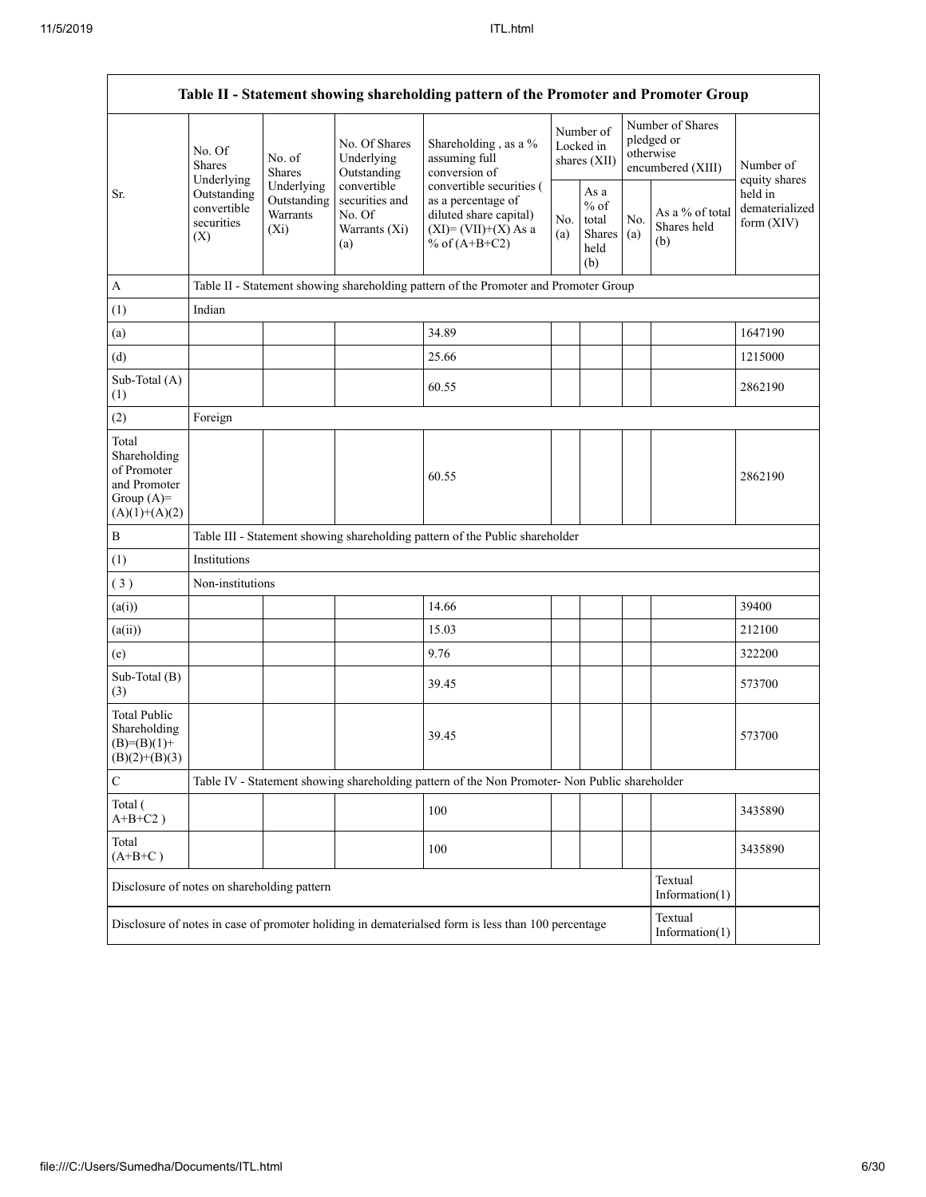| Table II - Statement showing shareholding pattern of the Promoter and Promoter Group | | | | | | | | | |
|---|---|---|---|---|---|---|---|---|---|
| Sr. | No. Of Shares Underlying Outstanding convertible securities (X) | No. of Shares Underlying Outstanding Warrants (Xi) | No. Of Shares Underlying Outstanding convertible securities and No. Of Warrants (Xi) (a) | Shareholding , as a % assuming full conversion of convertible securities ( as a percentage of diluted share capital) (XI)= (VII)+(X) As a % of (A+B+C2) | Number of Locked in shares (XII) | | Number of Shares pledged or otherwise encumbered (XIII) | | Number of equity shares held in dematerialized form (XIV) |
| | | | | | No. (a) | As a % of total Shares held (b) | No. (a) | As a % of total Shares held (b) | |
| A | Table II - Statement showing shareholding pattern of the Promoter and Promoter Group | | | | | | | | |
| (1) | Indian | | | | | | | | |
| (a) | | | | 34.89 | | | | | 1647190 |
| (d) | | | | 25.66 | | | | | 1215000 |
| Sub-Total (A)(1) | | | | 60.55 | | | | | 2862190 |
| (2) | Foreign | | | | | | | | |
| Total Shareholding of Promoter and Promoter Group (A)=(A)(1)+(A)(2) | | | | 60.55 | | | | | 2862190 |
| B | Table III - Statement showing shareholding pattern of the Public shareholder | | | | | | | | |
| (1) | Institutions | | | | | | | | |
| ( 3 ) | Non-institutions | | | | | | | | |
| (a(i)) | | | | 14.66 | | | | | 39400 |
| (a(ii)) | | | | 15.03 | | | | | 212100 |
| (e) | | | | 9.76 | | | | | 322200 |
| Sub-Total (B)(3) | | | | 39.45 | | | | | 573700 |
| Total Public Shareholding (B)=(B)(1)+(B)(2)+(B)(3) | | | | 39.45 | | | | | 573700 |
| C | Table IV - Statement showing shareholding pattern of the Non Promoter- Non Public shareholder | | | | | | | | |
| Total ( A+B+C2 ) | | | | 100 | | | | | 3435890 |
| Total (A+B+C ) | | | | 100 | | | | | 3435890 |
| Disclosure of notes on shareholding pattern | | | | | | | | Textual Information(1) | |
| Disclosure of notes in case of promoter holiding in dematerialsed form is less than 100 percentage | | | | | | | | Textual Information(1) | |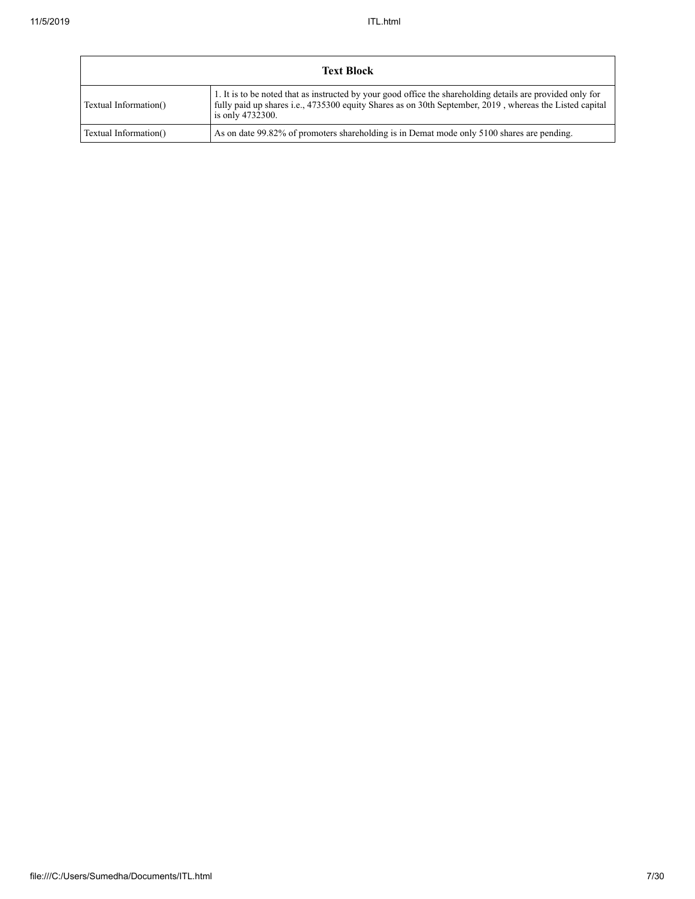| Text Block | |
|---|---|
| Textual Information() | 1. It is to be noted that as instructed by your good office the shareholding details are provided only for fully paid up shares i.e., 4735300 equity Shares as on 30th September, 2019 , whereas the Listed capital is only 4732300. |
| Textual Information() | As on date 99.82% of promoters shareholding is in Demat mode only 5100 shares are pending. |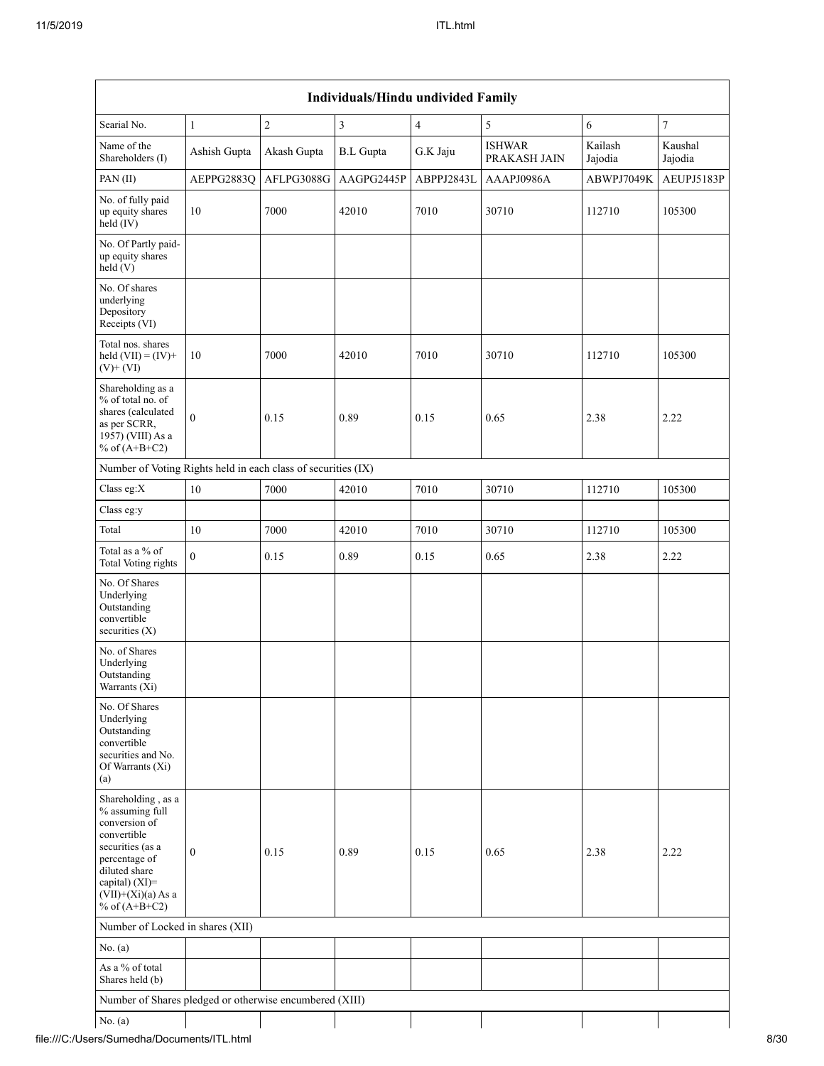| Individuals/Hindu undivided Family | | | | | | | |
|---|---|---|---|---|---|---|---|
| Searial No. | 1 | 2 | 3 | 4 | 5 | 6 | 7 |
| Name of the Shareholders (I) | Ashish Gupta | Akash Gupta | B.L Gupta | G.K Jaju | ISHWAR PRAKASH JAIN | Kailash Jajodia | Kaushal Jajodia |
| PAN (II) | AEPPG2883Q | AFLPG3088G | AAGPG2445P | ABPPJ2843L | AAAPJ0986A | ABWPJ7049K | AEUPJ5183P |
| No. of fully paid up equity shares held (IV) | 10 | 7000 | 42010 | 7010 | 30710 | 112710 | 105300 |
| No. Of Partly paid-up equity shares held (V) | | | | | | | |
| No. Of shares underlying Depository Receipts (VI) | | | | | | | |
| Total nos. shares held (VII) = (IV)+ (V)+ (VI) | 10 | 7000 | 42010 | 7010 | 30710 | 112710 | 105300 |
| Shareholding as a % of total no. of shares (calculated as per SCRR, 1957) (VIII) As a % of (A+B+C2) | 0 | 0.15 | 0.89 | 0.15 | 0.65 | 2.38 | 2.22 |
| Number of Voting Rights held in each class of securities (IX) | | | | | | | |
| Class eg:X | 10 | 7000 | 42010 | 7010 | 30710 | 112710 | 105300 |
| Class eg:y | | | | | | | |
| Total | 10 | 7000 | 42010 | 7010 | 30710 | 112710 | 105300 |
| Total as a % of Total Voting rights | 0 | 0.15 | 0.89 | 0.15 | 0.65 | 2.38 | 2.22 |
| No. Of Shares Underlying Outstanding convertible securities (X) | | | | | | | |
| No. of Shares Underlying Outstanding Warrants (Xi) | | | | | | | |
| No. Of Shares Underlying Outstanding convertible securities and No. Of Warrants (Xi) (a) | | | | | | | |
| Shareholding , as a % assuming full conversion of convertible securities (as a percentage of diluted share capital) (XI)= (VII)+(Xi)(a) As a % of (A+B+C2) | 0 | 0.15 | 0.89 | 0.15 | 0.65 | 2.38 | 2.22 |
| Number of Locked in shares (XII) | | | | | | | |
| No. (a) | | | | | | | |
| As a % of total Shares held (b) | | | | | | | |
| Number of Shares pledged or otherwise encumbered (XIII) | | | | | | | |
| No. (a) | | | | | | | |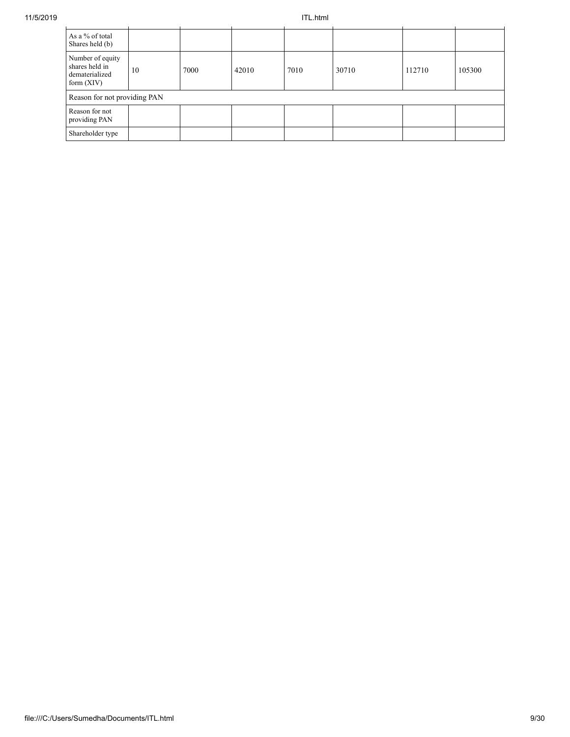| As a % of total Shares held (b) | | | | | | | |
|---|---|---|---|---|---|---|---|
| Number of equity shares held in dematerialized form (XIV) | 10 | 7000 | 42010 | 7010 | 30710 | 112710 | 105300 |
| Reason for not providing PAN | | | | | | | |
| Reason for not providing PAN | | | | | | | |
| Shareholder type | | | | | | | |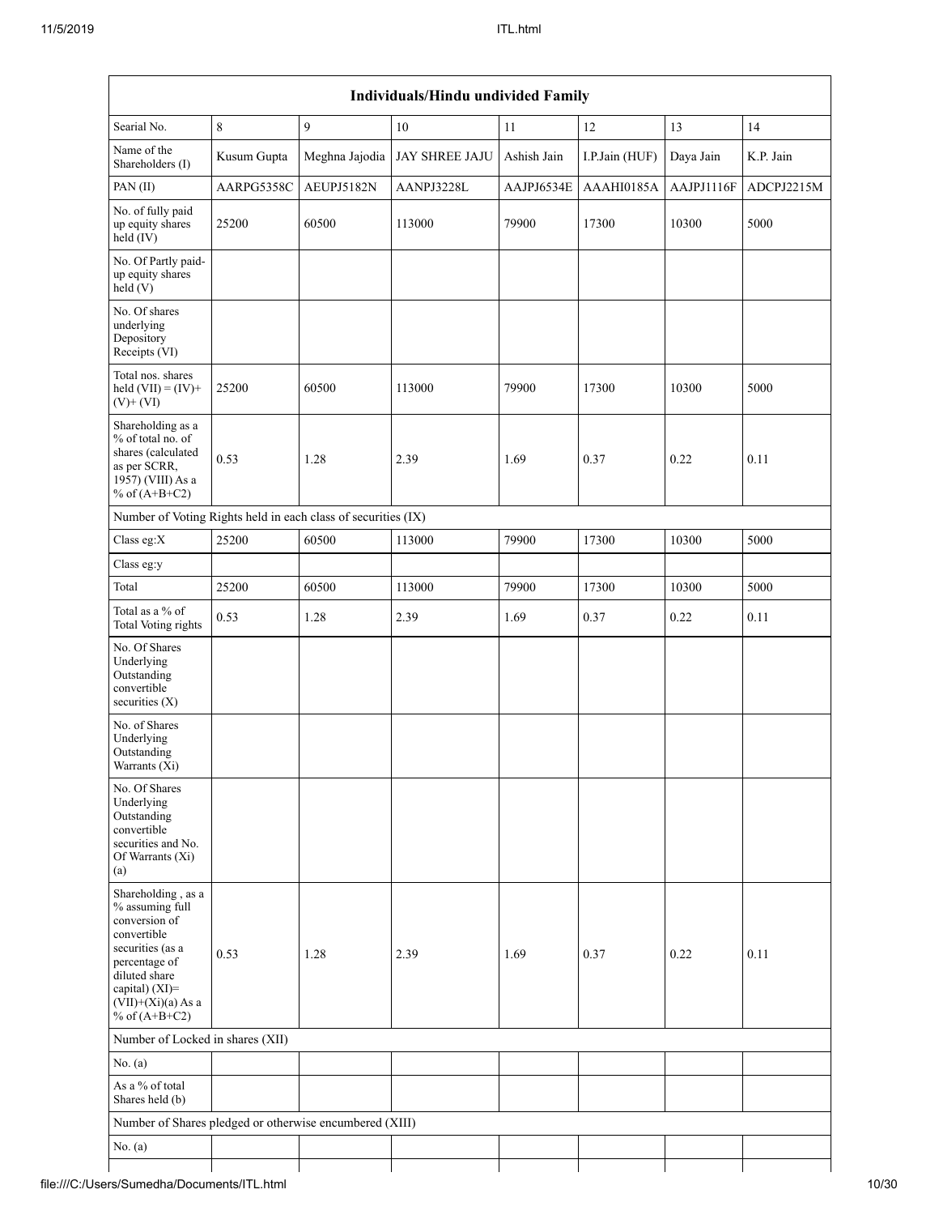| Individuals/Hindu undivided Family | | | | | | | |
|---|---|---|---|---|---|---|---|
| Searial No. | 8 | 9 | 10 | 11 | 12 | 13 | 14 |
| Name of the Shareholders (I) | Kusum Gupta | Meghna Jajodia | JAY SHREE JAJU | Ashish Jain | I.P.Jain (HUF) | Daya Jain | K.P. Jain |
| PAN (II) | AARPG5358C | AEUPJ5182N | AANPJ3228L | AAJPJ6534E | AAAHI0185A | AAJPJ1116F | ADCPJ2215M |
| No. of fully paid up equity shares held (IV) | 25200 | 60500 | 113000 | 79900 | 17300 | 10300 | 5000 |
| No. Of Partly paid-up equity shares held (V) | | | | | | | |
| No. Of shares underlying Depository Receipts (VI) | | | | | | | |
| Total nos. shares held (VII) = (IV)+ (V)+ (VI) | 25200 | 60500 | 113000 | 79900 | 17300 | 10300 | 5000 |
| Shareholding as a % of total no. of shares (calculated as per SCRR, 1957) (VIII) As a % of (A+B+C2) | 0.53 | 1.28 | 2.39 | 1.69 | 0.37 | 0.22 | 0.11 |
| Number of Voting Rights held in each class of securities (IX) | | | | | | | |
| Class eg:X | 25200 | 60500 | 113000 | 79900 | 17300 | 10300 | 5000 |
| Class eg:y | | | | | | | |
| Total | 25200 | 60500 | 113000 | 79900 | 17300 | 10300 | 5000 |
| Total as a % of Total Voting rights | 0.53 | 1.28 | 2.39 | 1.69 | 0.37 | 0.22 | 0.11 |
| No. Of Shares Underlying Outstanding convertible securities (X) | | | | | | | |
| No. of Shares Underlying Outstanding Warrants (Xi) | | | | | | | |
| No. Of Shares Underlying Outstanding convertible securities and No. Of Warrants (Xi) (a) | | | | | | | |
| Shareholding , as a % assuming full conversion of convertible securities (as a percentage of diluted share capital) (XI)= (VII)+(Xi)(a) As a % of (A+B+C2) | 0.53 | 1.28 | 2.39 | 1.69 | 0.37 | 0.22 | 0.11 |
| Number of Locked in shares (XII) | | | | | | | |
| No. (a) | | | | | | | |
| As a % of total Shares held (b) | | | | | | | |
| Number of Shares pledged or otherwise encumbered (XIII) | | | | | | | |
| No. (a) | | | | | | | |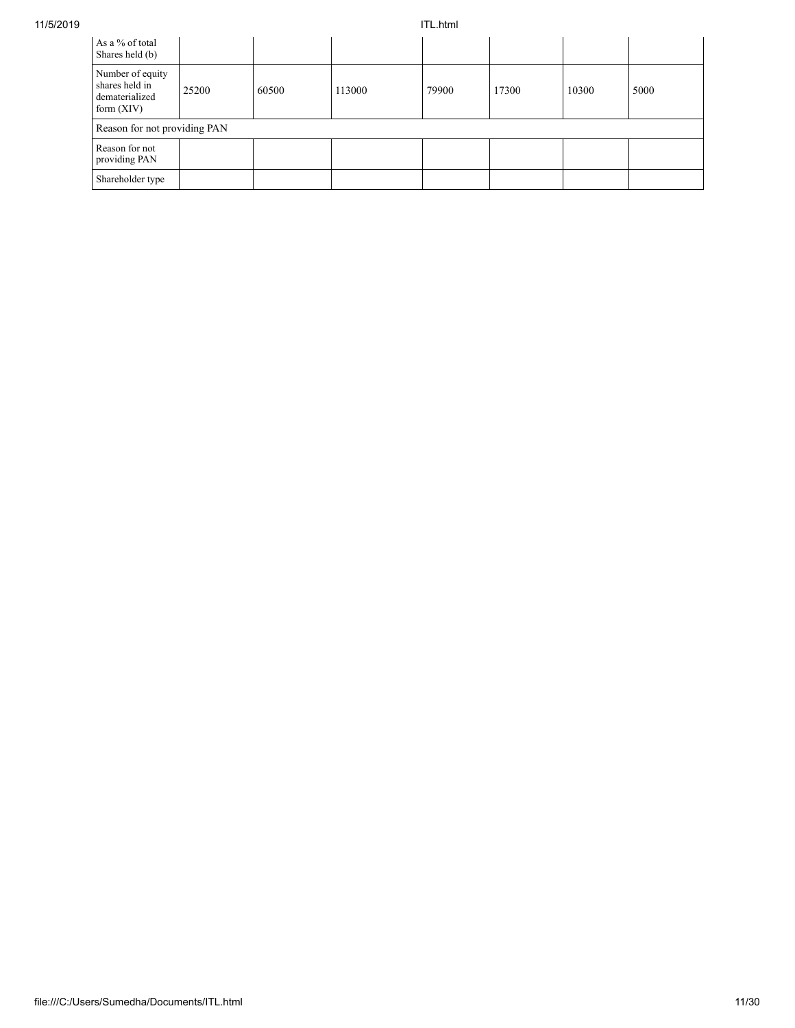| As a % of total Shares held (b) | | | | | | | |
|---|---|---|---|---|---|---|---|
| Number of equity shares held in dematerialized form (XIV) | 25200 | 60500 | 113000 | 79900 | 17300 | 10300 | 5000 |
| Reason for not providing PAN | | | | | | | |
| Reason for not providing PAN | | | | | | | |
| Shareholder type | | | | | | | |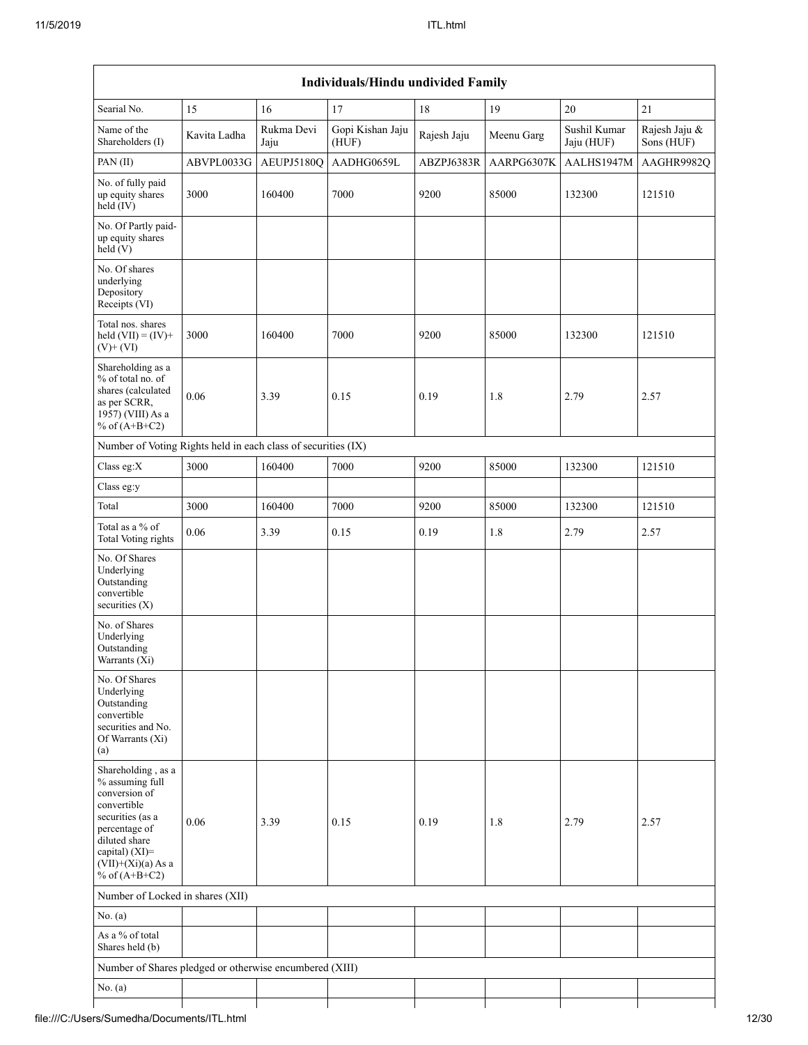| Individuals/Hindu undivided Family | | | | | | | |
|---|---|---|---|---|---|---|---|
| Searial No. | 15 | 16 | 17 | 18 | 19 | 20 | 21 |
| Name of the Shareholders (I) | Kavita Ladha | Rukma Devi Jaju | Gopi Kishan Jaju (HUF) | Rajesh Jaju | Meenu Garg | Sushil Kumar Jaju (HUF) | Rajesh Jaju & Sons (HUF) |
| PAN (II) | ABVPL0033G | AEUPJ5180Q | AADHG0659L | ABZPJ6383R | AARPG6307K | AALHS1947M | AAGHR9982Q |
| No. of fully paid up equity shares held (IV) | 3000 | 160400 | 7000 | 9200 | 85000 | 132300 | 121510 |
| No. Of Partly paid-up equity shares held (V) | | | | | | | |
| No. Of shares underlying Depository Receipts (VI) | | | | | | | |
| Total nos. shares held (VII) = (IV)+(V)+ (VI) | 3000 | 160400 | 7000 | 9200 | 85000 | 132300 | 121510 |
| Shareholding as a % of total no. of shares (calculated as per SCRR, 1957) (VIII) As a % of (A+B+C2) | 0.06 | 3.39 | 0.15 | 0.19 | 1.8 | 2.79 | 2.57 |
| Number of Voting Rights held in each class of securities (IX) | | | | | | | |
| Class eg:X | 3000 | 160400 | 7000 | 9200 | 85000 | 132300 | 121510 |
| Class eg:y | | | | | | | |
| Total | 3000 | 160400 | 7000 | 9200 | 85000 | 132300 | 121510 |
| Total as a % of Total Voting rights | 0.06 | 3.39 | 0.15 | 0.19 | 1.8 | 2.79 | 2.57 |
| No. Of Shares Underlying Outstanding convertible securities (X) | | | | | | | |
| No. of Shares Underlying Outstanding Warrants (Xi) | | | | | | | |
| No. Of Shares Underlying Outstanding convertible securities and No. Of Warrants (Xi) (a) | | | | | | | |
| Shareholding , as a % assuming full conversion of convertible securities (as a percentage of diluted share capital) (XI)= (VII)+(Xi)(a) As a % of (A+B+C2) | 0.06 | 3.39 | 0.15 | 0.19 | 1.8 | 2.79 | 2.57 |
| Number of Locked in shares (XII) | | | | | | | |
| No. (a) | | | | | | | |
| As a % of total Shares held (b) | | | | | | | |
| Number of Shares pledged or otherwise encumbered (XIII) | | | | | | | |
| No. (a) | | | | | | | |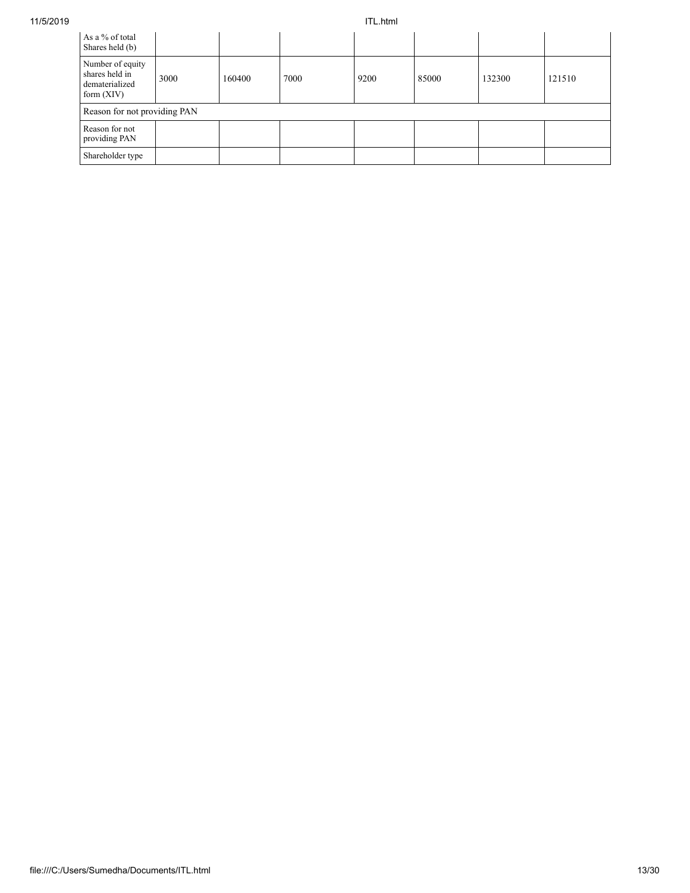| As a % of total Shares held (b) | | | | | | | |
|---|---|---|---|---|---|---|---|
| Number of equity shares held in dematerialized form (XIV) | 3000 | 160400 | 7000 | 9200 | 85000 | 132300 | 121510 |
| Reason for not providing PAN | | | | | | | |
| Reason for not providing PAN | | | | | | | |
| Shareholder type | | | | | | | |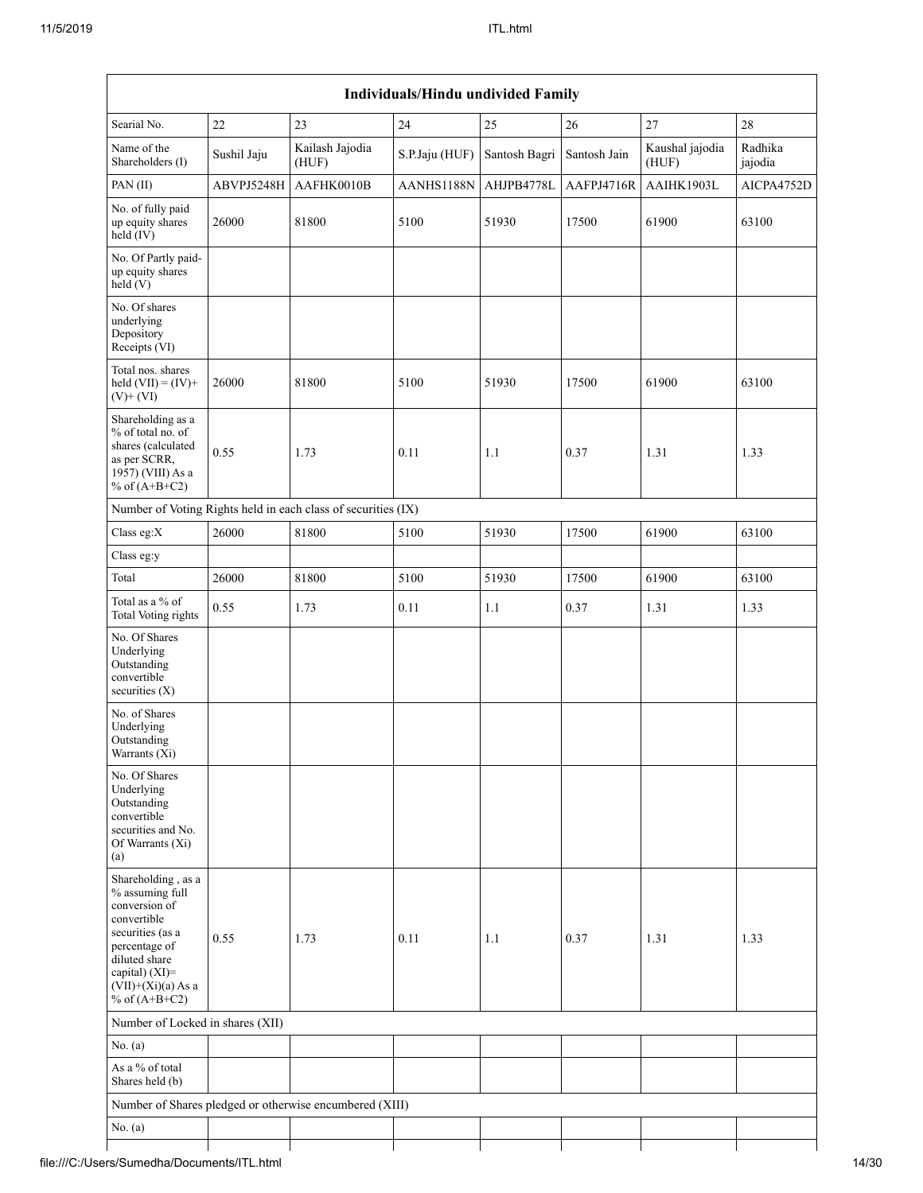| Individuals/Hindu undivided Family | | | | | | | |
|---|---|---|---|---|---|---|---|
| Searial No. | 22 | 23 | 24 | 25 | 26 | 27 | 28 |
| Name of the Shareholders (I) | Sushil Jaju | Kailash Jajodia (HUF) | S.P.Jaju (HUF) | Santosh Bagri | Santosh Jain | Kaushal jajodia (HUF) | Radhika jajodia |
| PAN (II) | ABVPJ5248H | AAFHK0010B | AANHS1188N | AHJPB4778L | AAFPJ4716R | AAIHK1903L | AICPA4752D |
| No. of fully paid up equity shares held (IV) | 26000 | 81800 | 5100 | 51930 | 17500 | 61900 | 63100 |
| No. Of Partly paid-up equity shares held (V) | | | | | | | |
| No. Of shares underlying Depository Receipts (VI) | | | | | | | |
| Total nos. shares held (VII) = (IV)+(V)+ (VI) | 26000 | 81800 | 5100 | 51930 | 17500 | 61900 | 63100 |
| Shareholding as a % of total no. of shares (calculated as per SCRR, 1957) (VIII) As a % of (A+B+C2) | 0.55 | 1.73 | 0.11 | 1.1 | 0.37 | 1.31 | 1.33 |
| Number of Voting Rights held in each class of securities (IX) | | | | | | | |
| Class eg:X | 26000 | 81800 | 5100 | 51930 | 17500 | 61900 | 63100 |
| Class eg:y | | | | | | | |
| Total | 26000 | 81800 | 5100 | 51930 | 17500 | 61900 | 63100 |
| Total as a % of Total Voting rights | 0.55 | 1.73 | 0.11 | 1.1 | 0.37 | 1.31 | 1.33 |
| No. Of Shares Underlying Outstanding convertible securities (X) | | | | | | | |
| No. of Shares Underlying Outstanding Warrants (Xi) | | | | | | | |
| No. Of Shares Underlying Outstanding convertible securities and No. Of Warrants (Xi) (a) | | | | | | | |
| Shareholding , as a % assuming full conversion of convertible securities (as a percentage of diluted share capital) (XI)= (VII)+(Xi)(a) As a % of (A+B+C2) | 0.55 | 1.73 | 0.11 | 1.1 | 0.37 | 1.31 | 1.33 |
| Number of Locked in shares (XII) | | | | | | | |
| No. (a) | | | | | | | |
| As a % of total Shares held (b) | | | | | | | |
| Number of Shares pledged or otherwise encumbered (XIII) | | | | | | | |
| No. (a) | | | | | | | |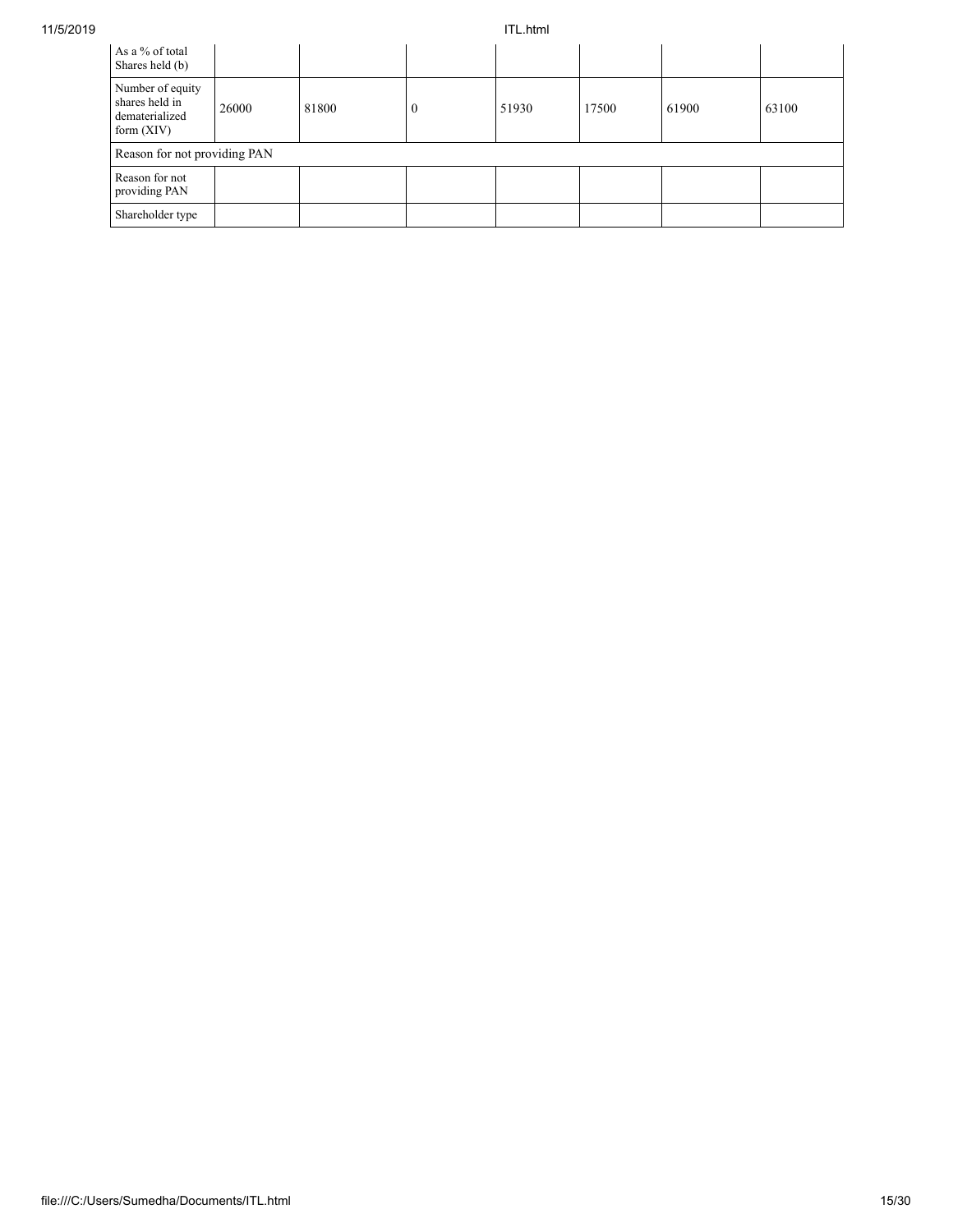| As a % of total Shares held (b) | | | | | | | |
|---|---|---|---|---|---|---|---|
| Number of equity shares held in dematerialized form (XIV) | 26000 | 81800 | 0 | 51930 | 17500 | 61900 | 63100 |
| Reason for not providing PAN | | | | | | | |
| Reason for not providing PAN | | | | | | | |
| Shareholder type | | | | | | | |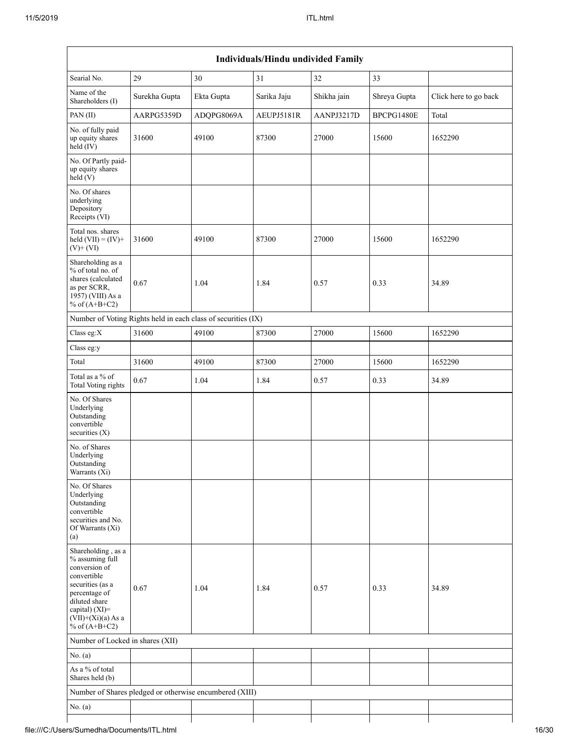| Individuals/Hindu undivided Family | | | | | | |
|---|---|---|---|---|---|---|
| Searial No. | 29 | 30 | 31 | 32 | 33 | |
| Name of the Shareholders (I) | Surekha Gupta | Ekta Gupta | Sarika Jaju | Shikha jain | Shreya Gupta | Click here to go back |
| PAN (II) | AARPG5359D | ADQPG8069A | AEUPJ5181R | AANPJ3217D | BPCPG1480E | Total |
| No. of fully paid up equity shares held (IV) | 31600 | 49100 | 87300 | 27000 | 15600 | 1652290 |
| No. Of Partly paid-up equity shares held (V) | | | | | | |
| No. Of shares underlying Depository Receipts (VI) | | | | | | |
| Total nos. shares held (VII) = (IV)+ (V)+ (VI) | 31600 | 49100 | 87300 | 27000 | 15600 | 1652290 |
| Shareholding as a % of total no. of shares (calculated as per SCRR, 1957) (VIII) As a % of (A+B+C2) | 0.67 | 1.04 | 1.84 | 0.57 | 0.33 | 34.89 |
| Number of Voting Rights held in each class of securities (IX) | | | | | | |
| Class eg:X | 31600 | 49100 | 87300 | 27000 | 15600 | 1652290 |
| Class eg:y | | | | | | |
| Total | 31600 | 49100 | 87300 | 27000 | 15600 | 1652290 |
| Total as a % of Total Voting rights | 0.67 | 1.04 | 1.84 | 0.57 | 0.33 | 34.89 |
| No. Of Shares Underlying Outstanding convertible securities (X) | | | | | | |
| No. of Shares Underlying Outstanding Warrants (Xi) | | | | | | |
| No. Of Shares Underlying Outstanding convertible securities and No. Of Warrants (Xi) (a) | | | | | | |
| Shareholding , as a % assuming full conversion of convertible securities (as a percentage of diluted share capital) (XI)= (VII)+(Xi)(a) As a % of (A+B+C2) | 0.67 | 1.04 | 1.84 | 0.57 | 0.33 | 34.89 |
| Number of Locked in shares (XII) | | | | | | |
| No. (a) | | | | | | |
| As a % of total Shares held (b) | | | | | | |
| Number of Shares pledged or otherwise encumbered (XIII) | | | | | | |
| No. (a) | | | | | | |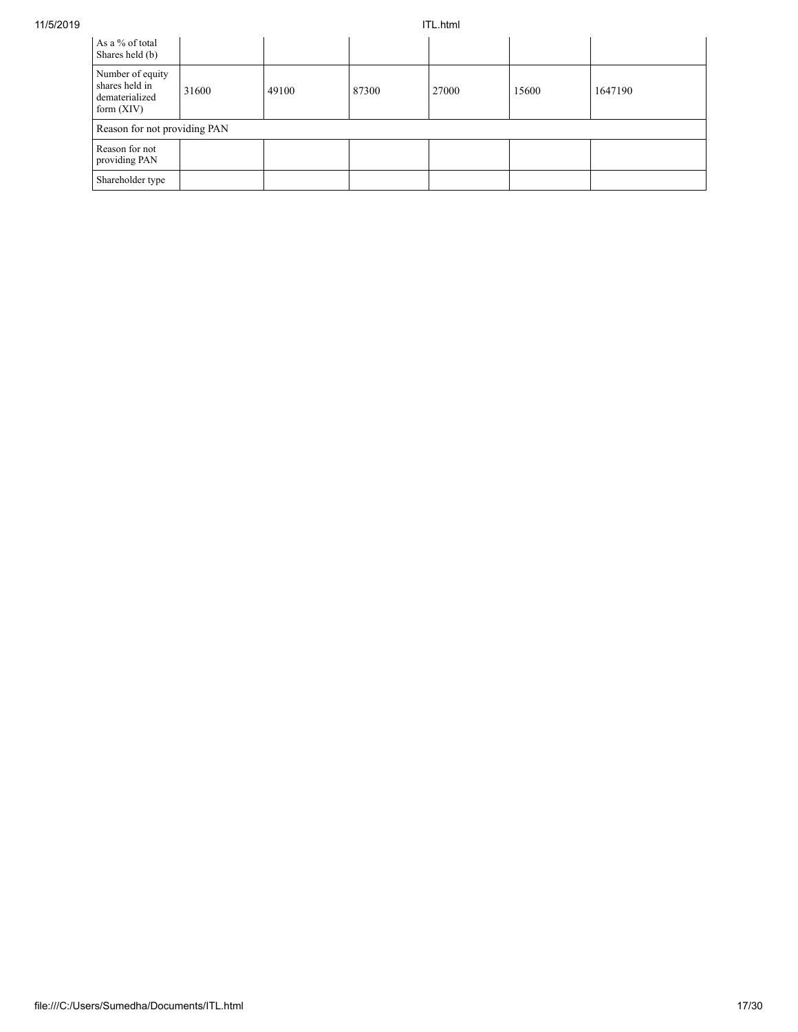| As a % of total Shares held (b) | | | | | | |
|---|---|---|---|---|---|---|
| Number of equity shares held in dematerialized form (XIV) | 31600 | 49100 | 87300 | 27000 | 15600 | 1647190 |
| Reason for not providing PAN | | | | | | |
| Reason for not providing PAN | | | | | | |
| Shareholder type | | | | | | |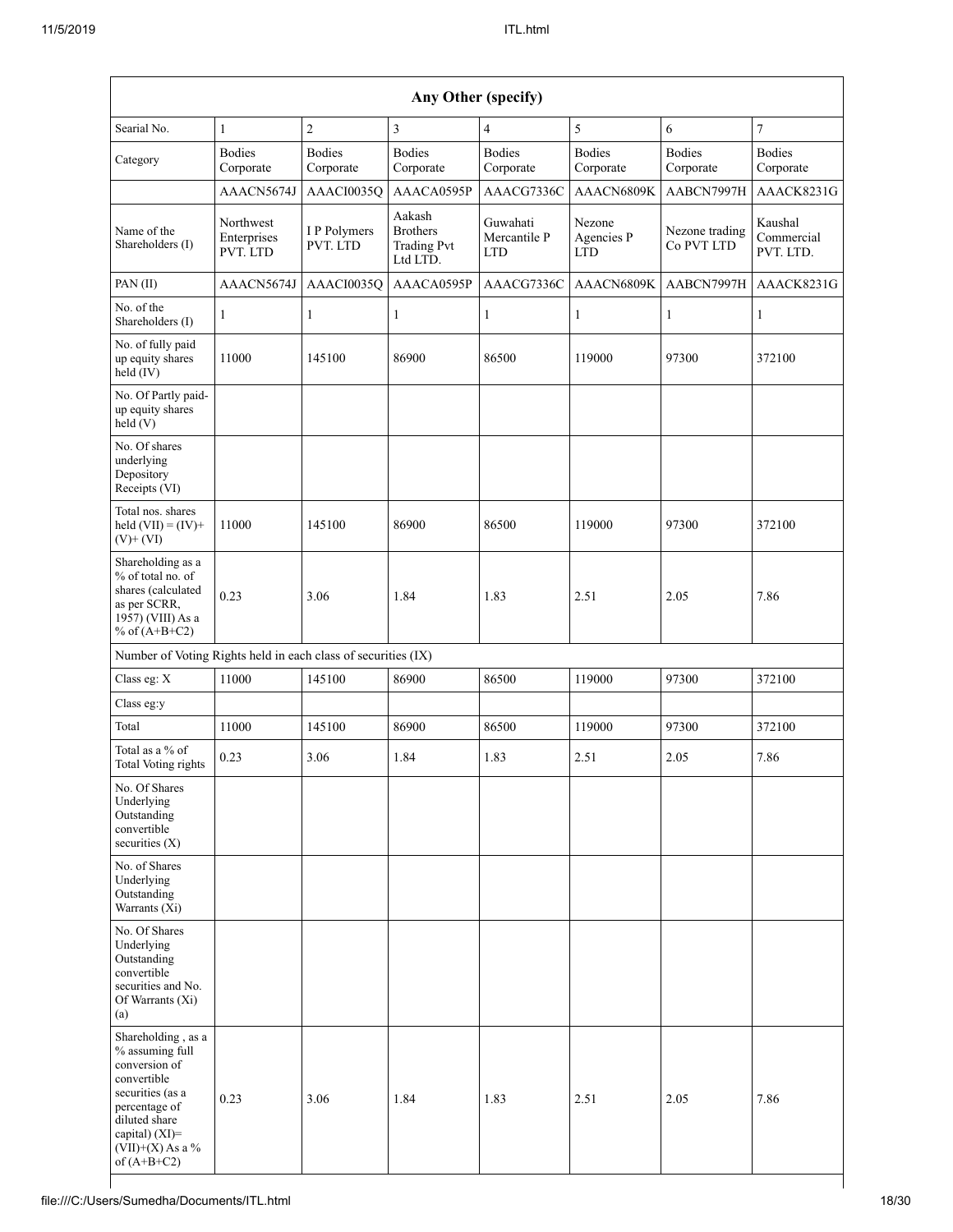| Any Other (specify) | | | | | | | |
|---|---|---|---|---|---|---|---|
| Searial No. | 1 | 2 | 3 | 4 | 5 | 6 | 7 |
| Category | Bodies Corporate | Bodies Corporate | Bodies Corporate | Bodies Corporate | Bodies Corporate | Bodies Corporate | Bodies Corporate |
| | AAACN5674J | AAACI0035Q | AAACA0595P | AAACG7336C | AAACN6809K | AABCN7997H | AAACK8231G |
| Name of the Shareholders (I) | Northwest Enterprises PVT. LTD | I P Polymers PVT. LTD | Aakash Brothers Trading Pvt Ltd LTD. | Guwahati Mercantile P LTD | Nezone Agencies P LTD | Nezone trading Co PVT LTD | Kaushal Commercial PVT. LTD. |
| PAN (II) | AAACN5674J | AAACI0035Q | AAACA0595P | AAACG7336C | AAACN6809K | AABCN7997H | AAACK8231G |
| No. of the Shareholders (I) | 1 | 1 | 1 | 1 | 1 | 1 | 1 |
| No. of fully paid up equity shares held (IV) | 11000 | 145100 | 86900 | 86500 | 119000 | 97300 | 372100 |
| No. Of Partly paid-up equity shares held (V) | | | | | | | |
| No. Of shares underlying Depository Receipts (VI) | | | | | | | |
| Total nos. shares held (VII) = (IV)+ (V)+ (VI) | 11000 | 145100 | 86900 | 86500 | 119000 | 97300 | 372100 |
| Shareholding as a % of total no. of shares (calculated as per SCRR, 1957) (VIII) As a % of (A+B+C2) | 0.23 | 3.06 | 1.84 | 1.83 | 2.51 | 2.05 | 7.86 |
| Number of Voting Rights held in each class of securities (IX) | | | | | | | |
| Class eg: X | 11000 | 145100 | 86900 | 86500 | 119000 | 97300 | 372100 |
| Class eg:y | | | | | | | |
| Total | 11000 | 145100 | 86900 | 86500 | 119000 | 97300 | 372100 |
| Total as a % of Total Voting rights | 0.23 | 3.06 | 1.84 | 1.83 | 2.51 | 2.05 | 7.86 |
| No. Of Shares Underlying Outstanding convertible securities (X) | | | | | | | |
| No. of Shares Underlying Outstanding Warrants (Xi) | | | | | | | |
| No. Of Shares Underlying Outstanding convertible securities and No. Of Warrants (Xi) (a) | | | | | | | |
| Shareholding , as a % assuming full conversion of convertible securities (as a percentage of diluted share capital) (XI)= (VII)+(X) As a % of (A+B+C2) | 0.23 | 3.06 | 1.84 | 1.83 | 2.51 | 2.05 | 7.86 |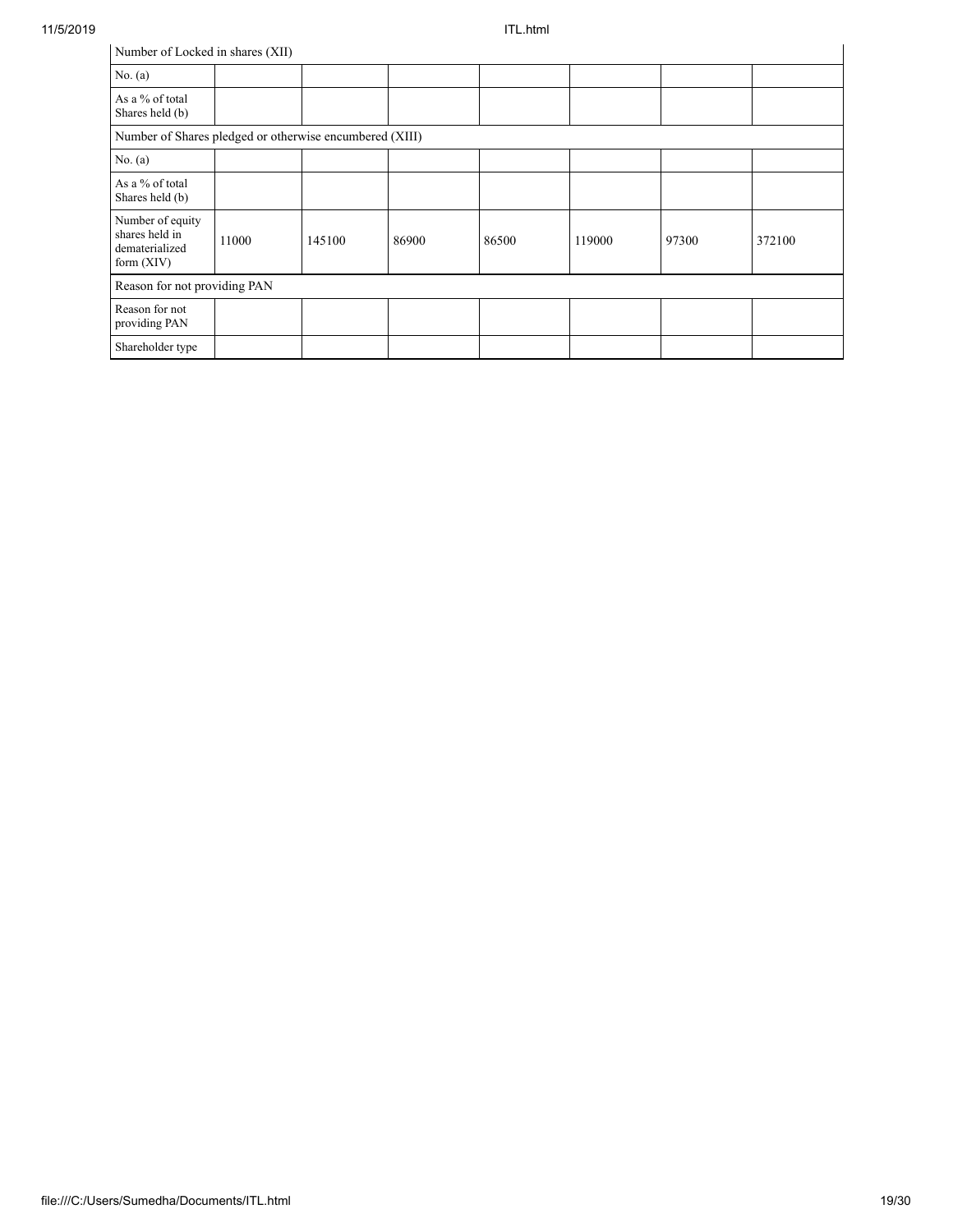| Number of Locked in shares (XII) | | | | | | | |
|---|---|---|---|---|---|---|---|
| No. (a) | | | | | | | |
| As a % of total Shares held (b) | | | | | | | |
| Number of Shares pledged or otherwise encumbered (XIII) | | | | | | | |
| No. (a) | | | | | | | |
| As a % of total Shares held (b) | | | | | | | |
| Number of equity shares held in dematerialized form (XIV) | 11000 | 145100 | 86900 | 86500 | 119000 | 97300 | 372100 |
| Reason for not providing PAN | | | | | | | |
| Reason for not providing PAN | | | | | | | |
| Shareholder type | | | | | | | |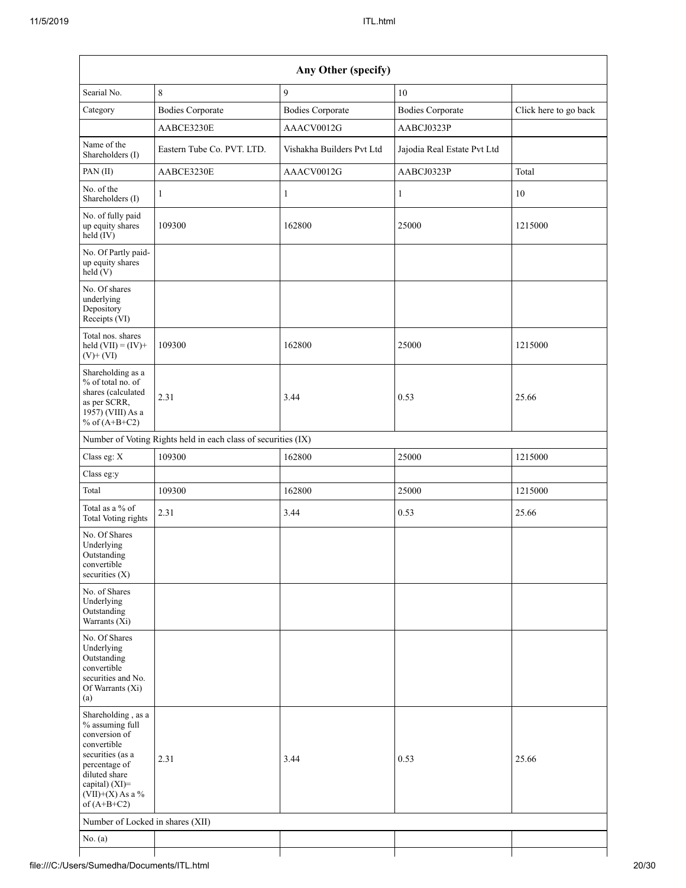| Any Other (specify) | | | | |
|---|---|---|---|---|
| Searial No. | 8 | 9 | 10 | |
| Category | Bodies Corporate | Bodies Corporate | Bodies Corporate | Click here to go back |
| | AABCE3230E | AAACV0012G | AABCJ0323P | |
| Name of the Shareholders (I) | Eastern Tube Co. PVT. LTD. | Vishakha Builders Pvt Ltd | Jajodia Real Estate Pvt Ltd | |
| PAN (II) | AABCE3230E | AAACV0012G | AABCJ0323P | Total |
| No. of the Shareholders (I) | 1 | 1 | 1 | 10 |
| No. of fully paid up equity shares held (IV) | 109300 | 162800 | 25000 | 1215000 |
| No. Of Partly paid-up equity shares held (V) | | | | |
| No. Of shares underlying Depository Receipts (VI) | | | | |
| Total nos. shares held (VII) = (IV)+ (V)+ (VI) | 109300 | 162800 | 25000 | 1215000 |
| Shareholding as a % of total no. of shares (calculated as per SCRR, 1957) (VIII) As a % of (A+B+C2) | 2.31 | 3.44 | 0.53 | 25.66 |
| Number of Voting Rights held in each class of securities (IX) | | | | |
| Class eg: X | 109300 | 162800 | 25000 | 1215000 |
| Class eg:y | | | | |
| Total | 109300 | 162800 | 25000 | 1215000 |
| Total as a % of Total Voting rights | 2.31 | 3.44 | 0.53 | 25.66 |
| No. Of Shares Underlying Outstanding convertible securities (X) | | | | |
| No. of Shares Underlying Outstanding Warrants (Xi) | | | | |
| No. Of Shares Underlying Outstanding convertible securities and No. Of Warrants (Xi) (a) | | | | |
| Shareholding , as a % assuming full conversion of convertible securities (as a percentage of diluted share capital) (XI)= (VII)+(X) As a % of (A+B+C2) | 2.31 | 3.44 | 0.53 | 25.66 |
| Number of Locked in shares (XII) | | | | |
| No. (a) | | | | |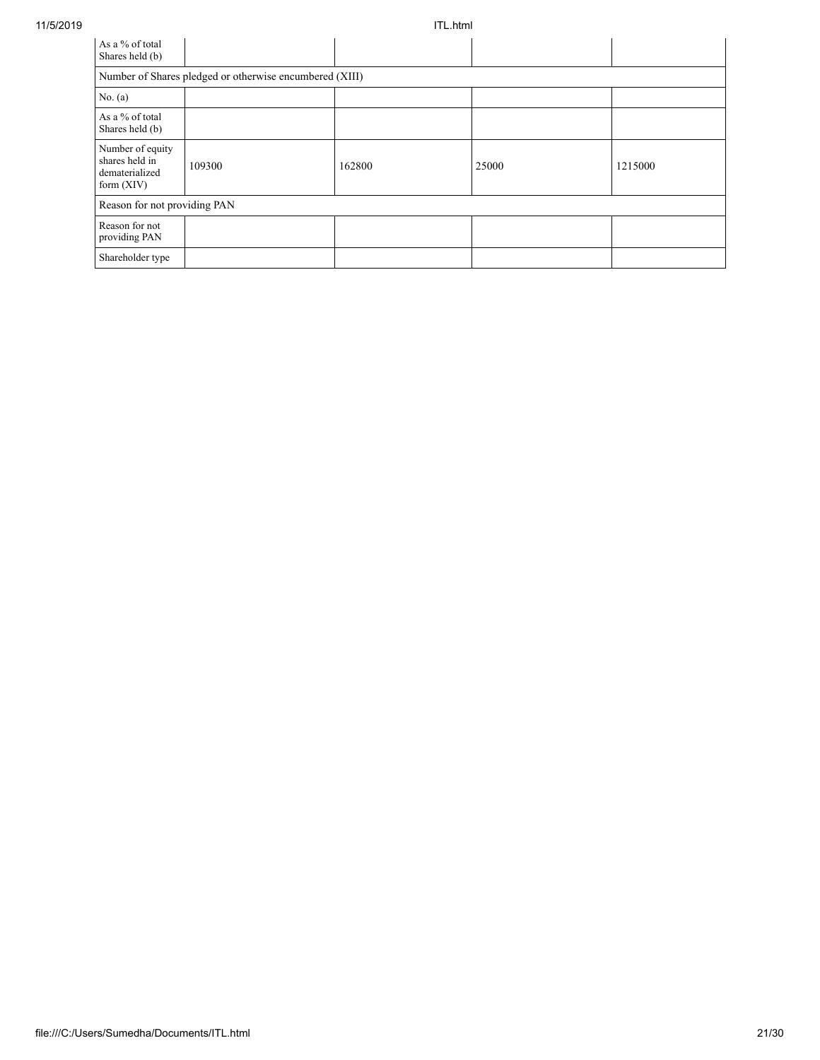| As a % of total Shares held (b) | | | | |
|---|---|---|---|---|
| Number of Shares pledged or otherwise encumbered (XIII) | | | | |
| No. (a) | | | | |
| As a % of total Shares held (b) | | | | |
| Number of equity shares held in dematerialized form (XIV) | 109300 | 162800 | 25000 | 1215000 |
| Reason for not providing PAN | | | | |
| Reason for not providing PAN | | | | |
| Shareholder type | | | | |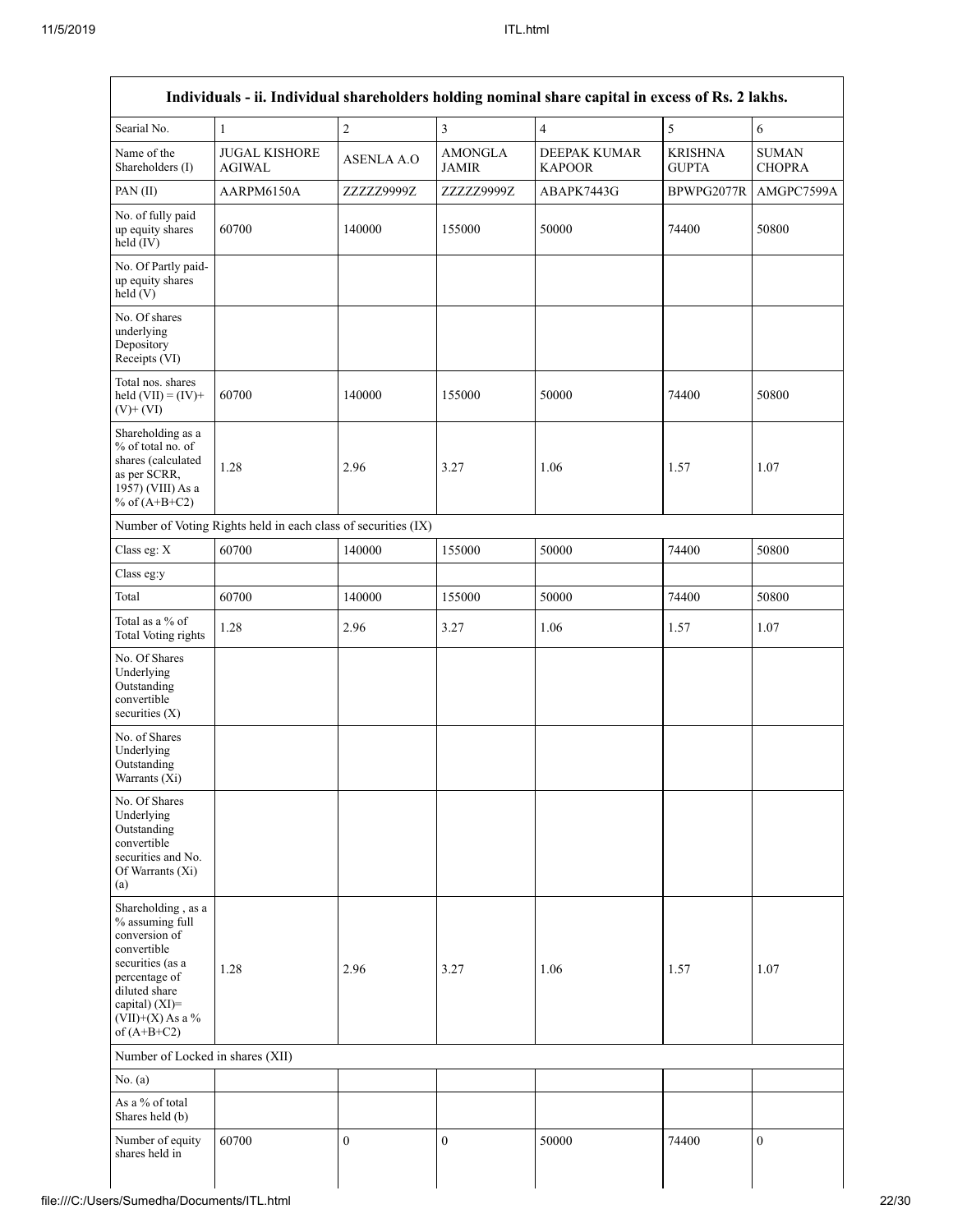| Individuals - ii. Individual shareholders holding nominal share capital in excess of Rs. 2 lakhs. | | | | | | |
|---|---|---|---|---|---|---|
| Searial No. | 1 | 2 | 3 | 4 | 5 | 6 |
| Name of the Shareholders (I) | JUGAL KISHORE AGIWAL | ASENLA A.O | AMONGLA JAMIR | DEEPAK KUMAR KAPOOR | KRISHNA GUPTA | SUMAN CHOPRA |
| PAN (II) | AARPM6150A | ZZZZZ9999Z | ZZZZZ9999Z | ABAPK7443G | BPWPG2077R | AMGPC7599A |
| No. of fully paid up equity shares held (IV) | 60700 | 140000 | 155000 | 50000 | 74400 | 50800 |
| No. Of Partly paid-up equity shares held (V) | | | | | | |
| No. Of shares underlying Depository Receipts (VI) | | | | | | |
| Total nos. shares held (VII) = (IV)+(V)+ (VI) | 60700 | 140000 | 155000 | 50000 | 74400 | 50800 |
| Shareholding as a % of total no. of shares (calculated as per SCRR, 1957) (VIII) As a % of (A+B+C2) | 1.28 | 2.96 | 3.27 | 1.06 | 1.57 | 1.07 |
| Number of Voting Rights held in each class of securities (IX) | | | | | | |
| Class eg: X | 60700 | 140000 | 155000 | 50000 | 74400 | 50800 |
| Class eg:y | | | | | | |
| Total | 60700 | 140000 | 155000 | 50000 | 74400 | 50800 |
| Total as a % of Total Voting rights | 1.28 | 2.96 | 3.27 | 1.06 | 1.57 | 1.07 |
| No. Of Shares Underlying Outstanding convertible securities (X) | | | | | | |
| No. of Shares Underlying Outstanding Warrants (Xi) | | | | | | |
| No. Of Shares Underlying Outstanding convertible securities and No. Of Warrants (Xi) (a) | | | | | | |
| Shareholding , as a % assuming full conversion of convertible securities (as a percentage of diluted share capital) (XI)= (VII)+(X) As a % of (A+B+C2) | 1.28 | 2.96 | 3.27 | 1.06 | 1.57 | 1.07 |
| Number of Locked in shares (XII) | | | | | | |
| No. (a) | | | | | | |
| As a % of total Shares held (b) | | | | | | |
| Number of equity shares held in | 60700 | 0 | 0 | 50000 | 74400 | 0 |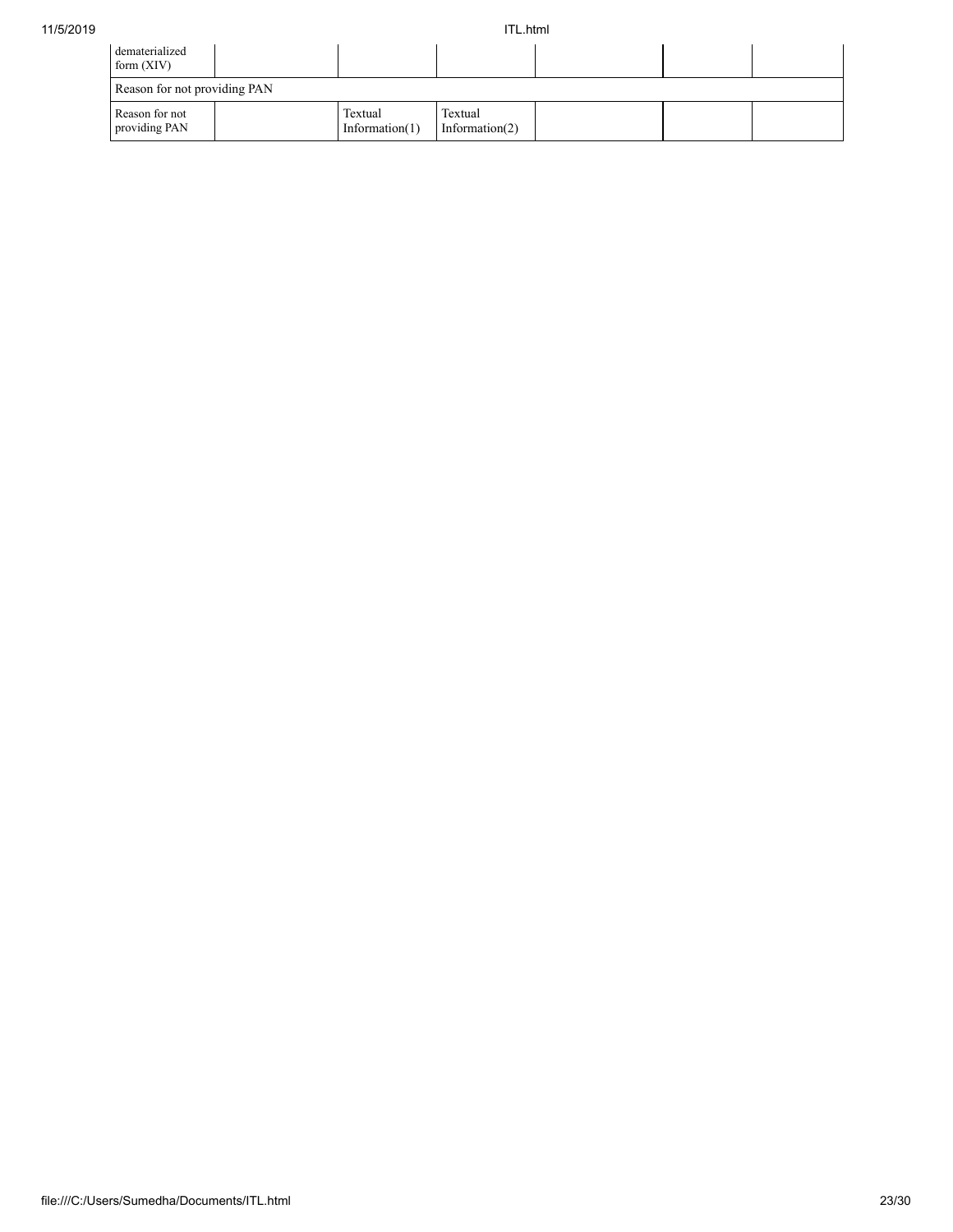| | | | | | | |
|---|---|---|---|---|---|---|
| dematerialized form (XIV) | | | | | | |
| Reason for not providing PAN | | | | | | |
| Reason for not providing PAN | | Textual Information(1) | Textual Information(2) | | | |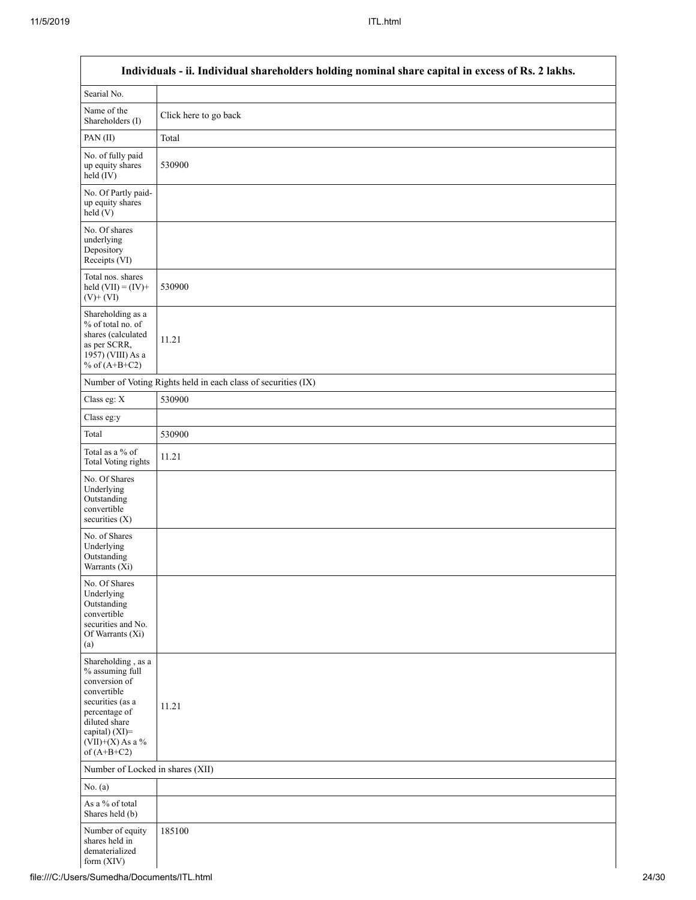| Individuals - ii. Individual shareholders holding nominal share capital in excess of Rs. 2 lakhs. | |
|---|---|
| Searial No. | |
| Name of the Shareholders (I) | Click here to go back |
| PAN (II) | Total |
| No. of fully paid up equity shares held (IV) | 530900 |
| No. Of Partly paid-up equity shares held (V) | |
| No. Of shares underlying Depository Receipts (VI) | |
| Total nos. shares held (VII) = (IV)+(V)+ (VI) | 530900 |
| Shareholding as a % of total no. of shares (calculated as per SCRR, 1957) (VIII) As a % of (A+B+C2) | 11.21 |
| Number of Voting Rights held in each class of securities (IX) | |
| Class eg: X | 530900 |
| Class eg:y | |
| Total | 530900 |
| Total as a % of Total Voting rights | 11.21 |
| No. Of Shares Underlying Outstanding convertible securities (X) | |
| No. of Shares Underlying Outstanding Warrants (Xi) | |
| No. Of Shares Underlying Outstanding convertible securities and No. Of Warrants (Xi) (a) | |
| Shareholding , as a % assuming full conversion of convertible securities (as a percentage of diluted share capital) (XI)= (VII)+(X) As a % of (A+B+C2) | 11.21 |
| Number of Locked in shares (XII) | |
| No. (a) | |
| As a % of total Shares held (b) | |
| Number of equity shares held in dematerialized form (XIV) | 185100 |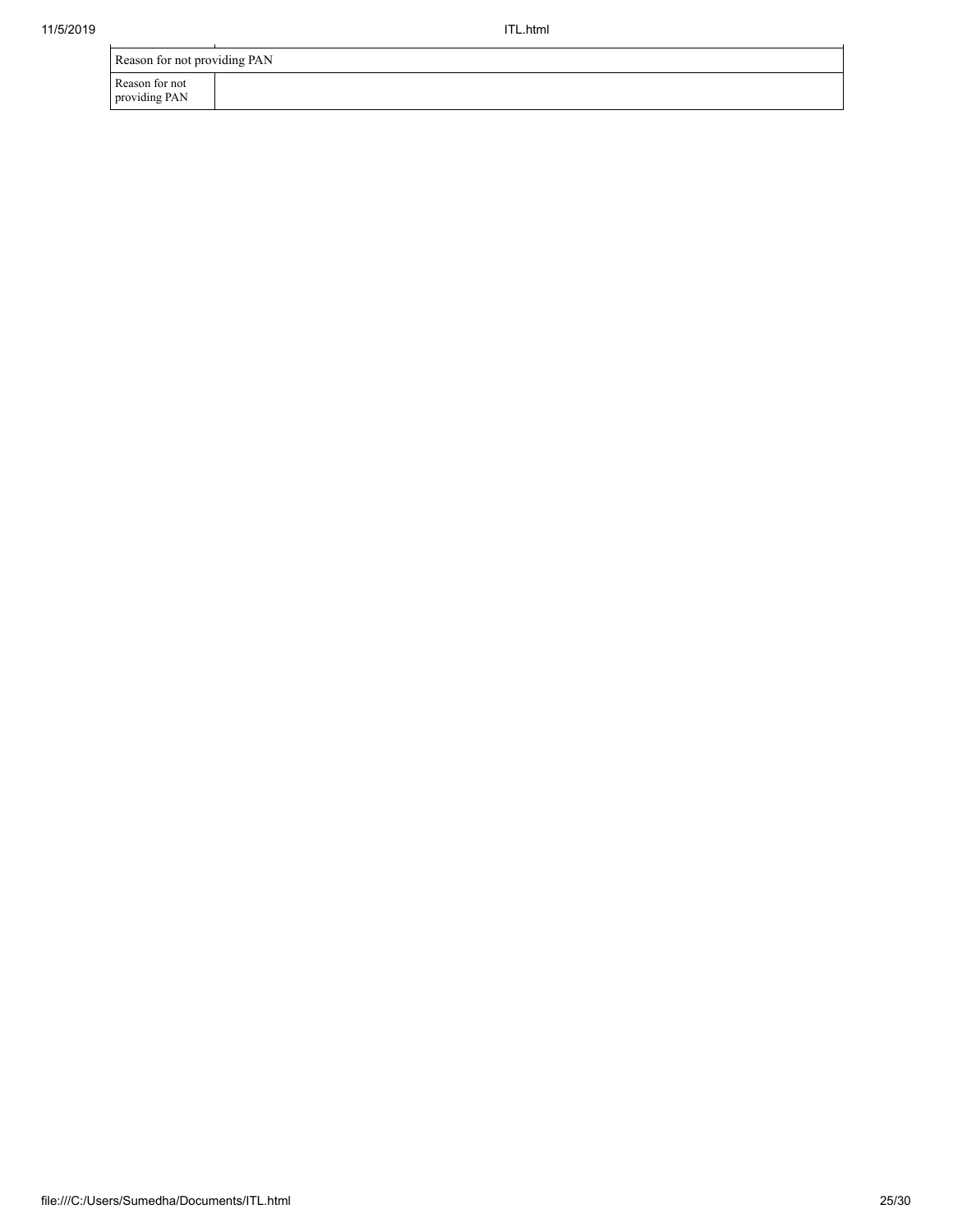| Reason for not providing PAN | |
|---|---|
| Reason for not providing PAN | |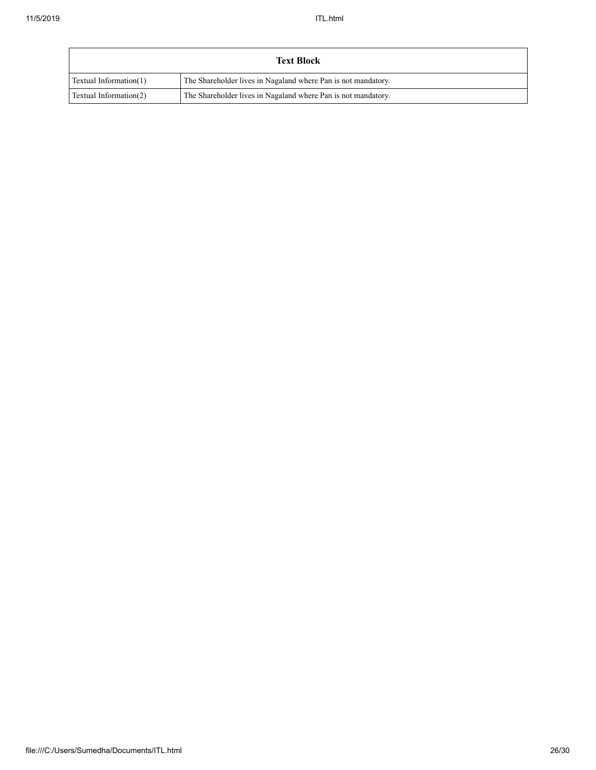| Text Block | |
|---|---|
| Textual Information(1) | The Shareholder lives in Nagaland where Pan is not mandatory. |
| Textual Information(2) | The Shareholder lives in Nagaland where Pan is not mandatory. |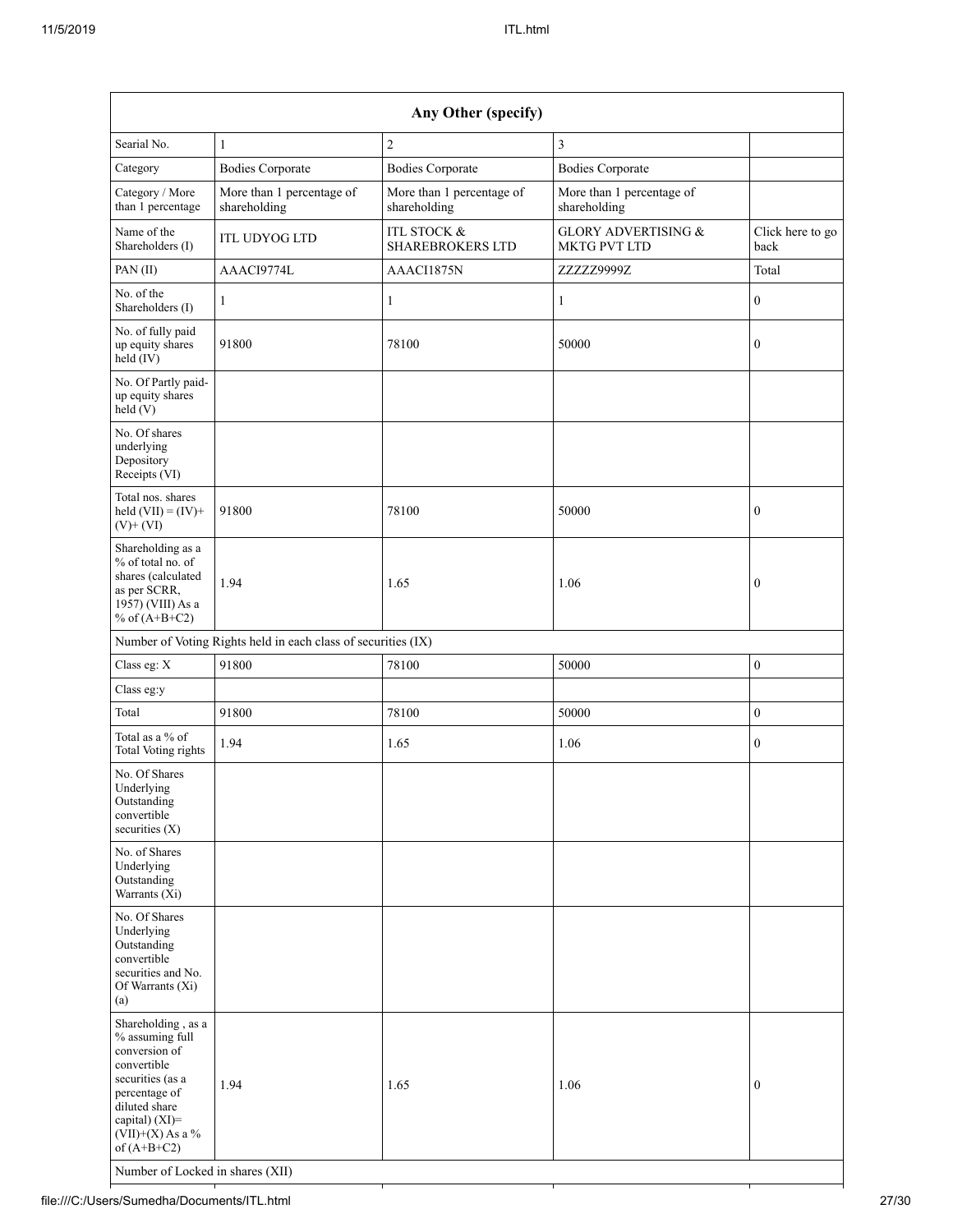| Any Other (specify) | | | | |
|---|---|---|---|---|
| Searial No. | 1 | 2 | 3 | |
| Category | Bodies Corporate | Bodies Corporate | Bodies Corporate | |
| Category / More than 1 percentage | More than 1 percentage of shareholding | More than 1 percentage of shareholding | More than 1 percentage of shareholding | |
| Name of the Shareholders (I) | ITL UDYOG LTD | ITL STOCK & SHAREBROKERS LTD | GLORY ADVERTISING & MKTG PVT LTD | Click here to go back |
| PAN (II) | AAACI9774L | AAACI1875N | ZZZZZ9999Z | Total |
| No. of the Shareholders (I) | 1 | 1 | 1 | 0 |
| No. of fully paid up equity shares held (IV) | 91800 | 78100 | 50000 | 0 |
| No. Of Partly paid-up equity shares held (V) | | | | |
| No. Of shares underlying Depository Receipts (VI) | | | | |
| Total nos. shares held (VII) = (IV)+(V)+ (VI) | 91800 | 78100 | 50000 | 0 |
| Shareholding as a % of total no. of shares (calculated as per SCRR, 1957) (VIII) As a % of (A+B+C2) | 1.94 | 1.65 | 1.06 | 0 |
| Number of Voting Rights held in each class of securities (IX) | | | | |
| Class eg: X | 91800 | 78100 | 50000 | 0 |
| Class eg:y | | | | |
| Total | 91800 | 78100 | 50000 | 0 |
| Total as a % of Total Voting rights | 1.94 | 1.65 | 1.06 | 0 |
| No. Of Shares Underlying Outstanding convertible securities (X) | | | | |
| No. of Shares Underlying Outstanding Warrants (Xi) | | | | |
| No. Of Shares Underlying Outstanding convertible securities and No. Of Warrants (Xi) (a) | | | | |
| Shareholding , as a % assuming full conversion of convertible securities (as a percentage of diluted share capital) (XI)= (VII)+(X) As a % of (A+B+C2) | 1.94 | 1.65 | 1.06 | 0 |
| Number of Locked in shares (XII) | | | | |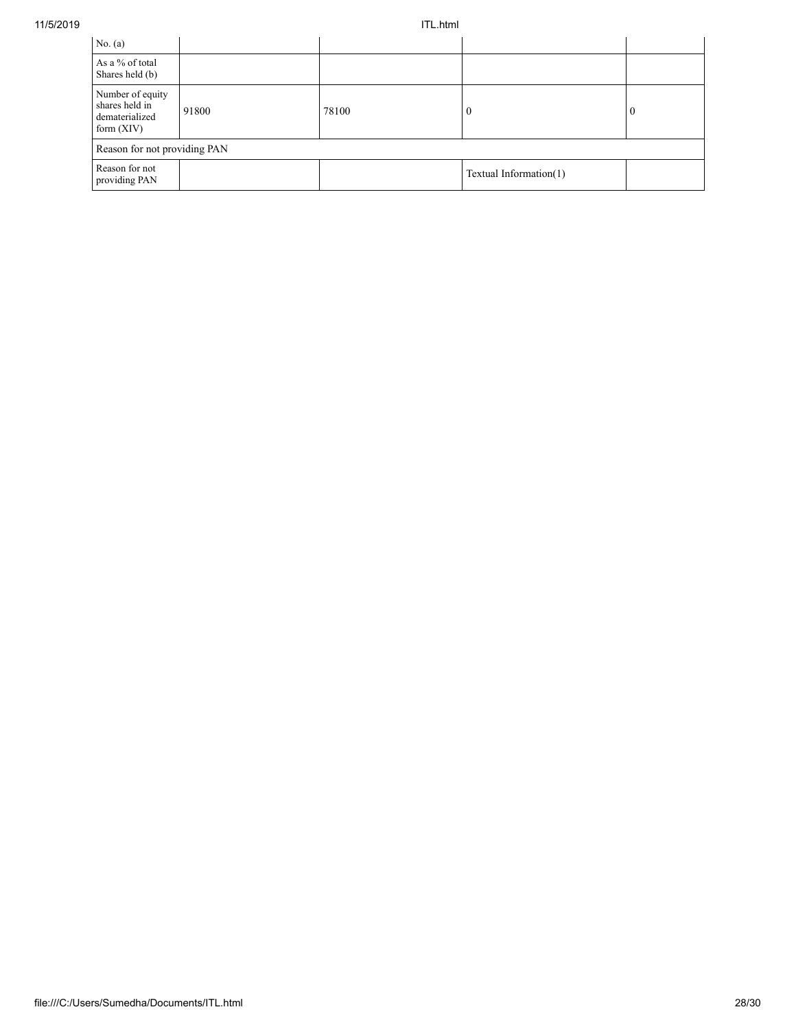| No. (a) | | | | |
|---|---|---|---|---|
| As a % of total Shares held (b) | | | | |
| Number of equity shares held in dematerialized form (XIV) | 91800 | 78100 | 0 | 0 |
| Reason for not providing PAN | | | | |
| Reason for not providing PAN | | | Textual Information(1) | |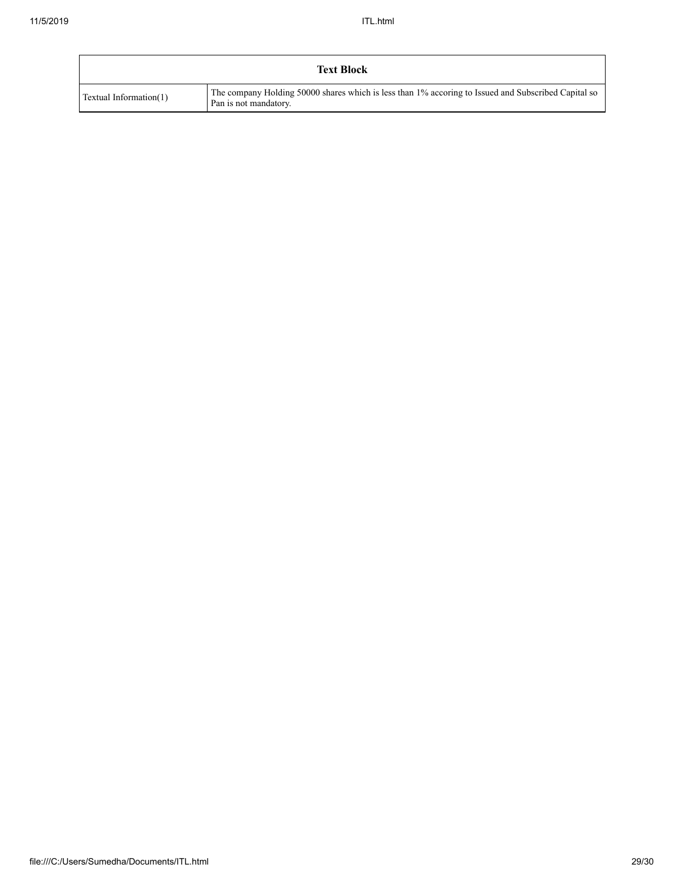| Text Block | |
| --- | --- |
| Textual Information(1) | The company Holding 50000 shares which is less than 1% accoring to Issued and Subscribed Capital so Pan is not mandatory. |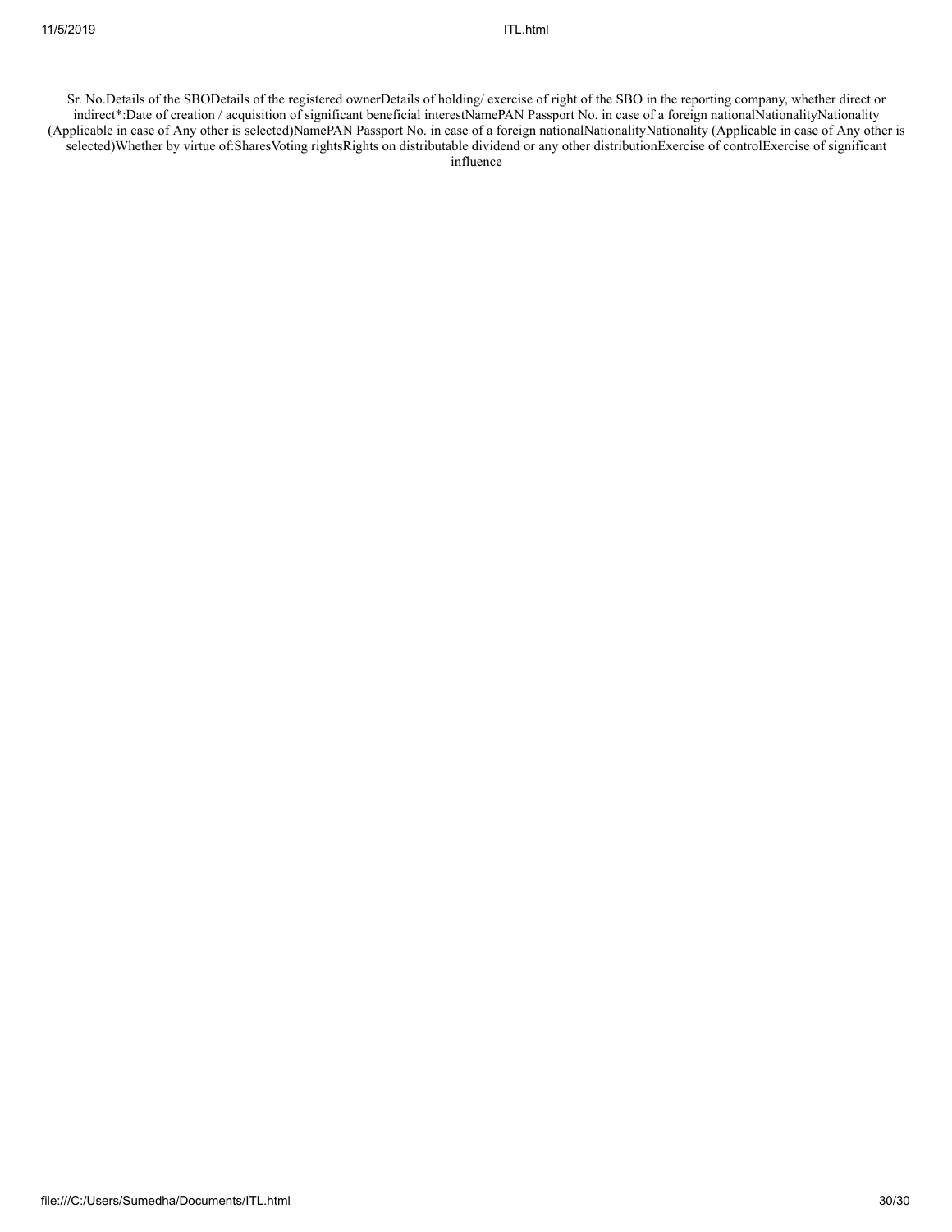Sr. No.Details of the SBODetails of the registered ownerDetails of holding/ exercise of right of the SBO in the reporting company, whether direct or indirect*:Date of creation / acquisition of significant beneficial interestNamePAN Passport No. in case of a foreign nationalNationalityNationality (Applicable in case of Any other is selected)NamePAN Passport No. in case of a foreign nationalNationalityNationality (Applicable in case of Any other is selected)Whether by virtue of:SharesVoting rightsRights on distributable dividend or any other distributionExercise of controlExercise of significant influence